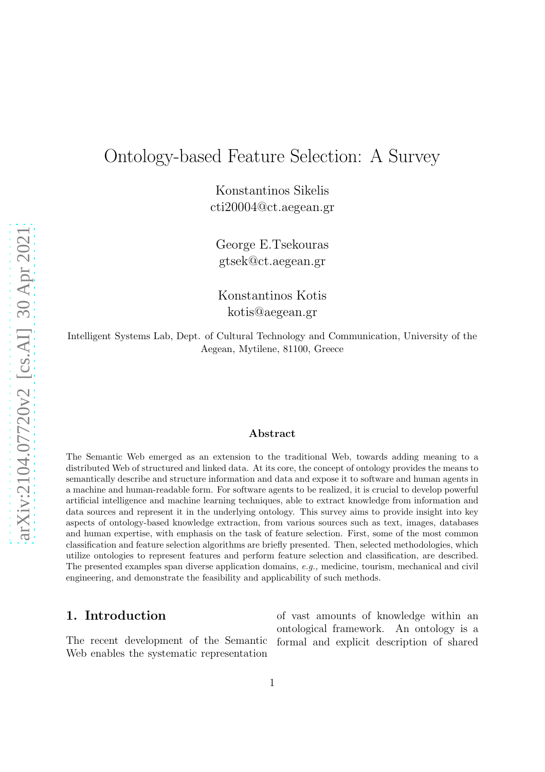# Ontology-based Feature Selection: A Survey

Konstantinos Sikelis
cti20004@ct.aegean.gr

George E.Tsekouras
gtsek@ct.aegean.gr

Konstantinos Kotis
kotis@aegean.gr

Intelligent Systems Lab, Dept. of Cultural Technology and Communication, University of the Aegean, Mytilene, 81100, Greece

### Abstract

The Semantic Web emerged as an extension to the traditional Web, towards adding meaning to a distributed Web of structured and linked data. At its core, the concept of ontology provides the means to semantically describe and structure information and data and expose it to software and human agents in a machine and human-readable form. For software agents to be realized, it is crucial to develop powerful artificial intelligence and machine learning techniques, able to extract knowledge from information and data sources and represent it in the underlying ontology. This survey aims to provide insight into key aspects of ontology-based knowledge extraction, from various sources such as text, images, databases and human expertise, with emphasis on the task of feature selection. First, some of the most common classification and feature selection algorithms are briefly presented. Then, selected methodologies, which utilize ontologies to represent features and perform feature selection and classification, are described. The presented examples span diverse application domains, *e.g.,* medicine, tourism, mechanical and civil engineering, and demonstrate the feasibility and applicability of such methods.

## 1. Introduction

The recent development of the Semantic Web enables the systematic representation of vast amounts of knowledge within an ontological framework. An ontology is a formal and explicit description of shared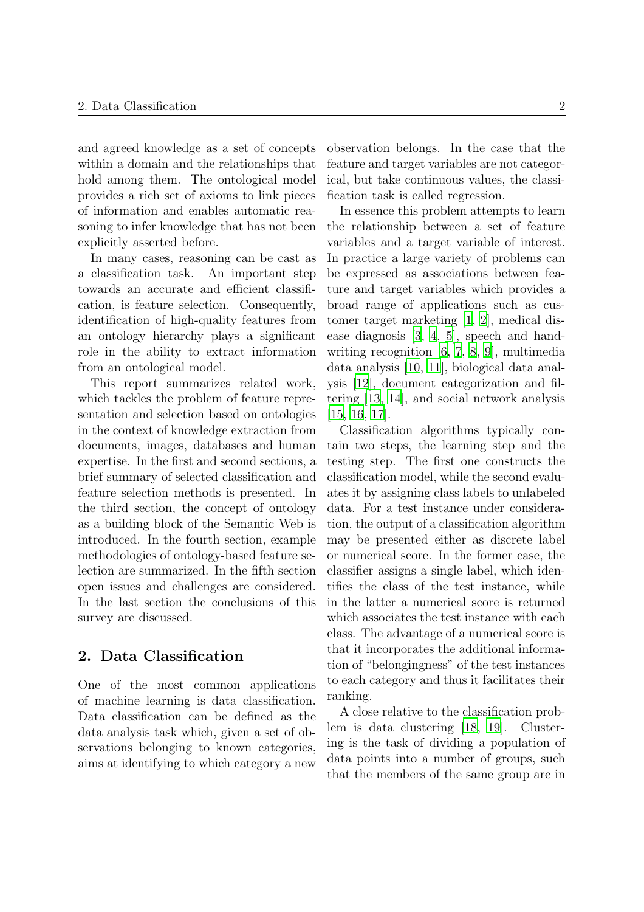and agreed knowledge as a set of concepts within a domain and the relationships that hold among them. The ontological model provides a rich set of axioms to link pieces of information and enables automatic reasoning to infer knowledge that has not been explicitly asserted before.

In many cases, reasoning can be cast as a classification task. An important step towards an accurate and efficient classification, is feature selection. Consequently, identification of high-quality features from an ontology hierarchy plays a significant role in the ability to extract information from an ontological model.

This report summarizes related work, which tackles the problem of feature representation and selection based on ontologies in the context of knowledge extraction from documents, images, databases and human expertise. In the first and second sections, a brief summary of selected classification and feature selection methods is presented. In the third section, the concept of ontology as a building block of the Semantic Web is introduced. In the fourth section, example methodologies of ontology-based feature selection are summarized. In the fifth section open issues and challenges are considered. In the last section the conclusions of this survey are discussed.

## 2. Data Classification

One of the most common applications of machine learning is data classification. Data classification can be defined as the data analysis task which, given a set of observations belonging to known categories, aims at identifying to which category a new observation belongs. In the case that the feature and target variables are not categorical, but take continuous values, the classification task is called regression.

In essence this problem attempts to learn the relationship between a set of feature variables and a target variable of interest. In practice a large variety of problems can be expressed as associations between feature and target variables which provides a broad range of applications such as customer target marketing [1, 2], medical disease diagnosis [3, 4, 5], speech and handwriting recognition [6, 7, 8, 9], multimedia data analysis [10, 11], biological data analysis [12], document categorization and filtering [13, 14], and social network analysis [15, 16, 17].

Classification algorithms typically contain two steps, the learning step and the testing step. The first one constructs the classification model, while the second evaluates it by assigning class labels to unlabeled data. For a test instance under consideration, the output of a classification algorithm may be presented either as discrete label or numerical score. In the former case, the classifier assigns a single label, which identifies the class of the test instance, while in the latter a numerical score is returned which associates the test instance with each class. The advantage of a numerical score is that it incorporates the additional information of "belongingness" of the test instances to each category and thus it facilitates their ranking.

A close relative to the classification problem is data clustering [18, 19]. Clustering is the task of dividing a population of data points into a number of groups, such that the members of the same group are in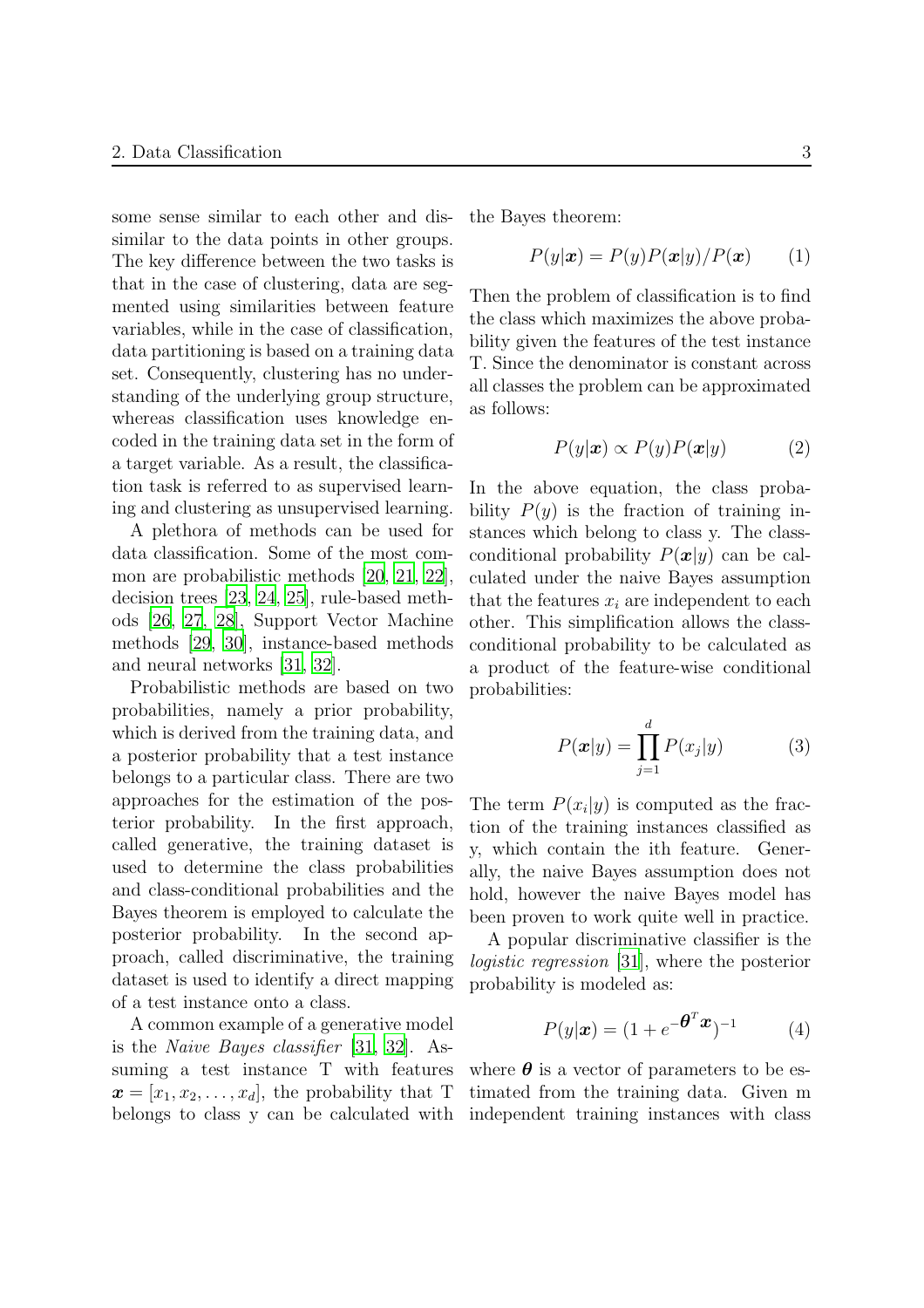some sense similar to each other and dissimilar to the data points in other groups. The key difference between the two tasks is that in the case of clustering, data are segmented using similarities between feature variables, while in the case of classification, data partitioning is based on a training data set. Consequently, clustering has no understanding of the underlying group structure, whereas classification uses knowledge encoded in the training data set in the form of a target variable. As a result, the classification task is referred to as supervised learning and clustering as unsupervised learning.

A plethora of methods can be used for data classification. Some of the most common are probabilistic methods [20, 21, 22], decision trees [23, 24, 25], rule-based methods [26, 27, 28], Support Vector Machine methods [29, 30], instance-based methods and neural networks [31, 32].

Probabilistic methods are based on two probabilities, namely a prior probability, which is derived from the training data, and a posterior probability that a test instance belongs to a particular class. There are two approaches for the estimation of the posterior probability. In the first approach, called generative, the training dataset is used to determine the class probabilities and class-conditional probabilities and the Bayes theorem is employed to calculate the posterior probability. In the second approach, called discriminative, the training dataset is used to identify a direct mapping of a test instance onto a class.

A common example of a generative model is the *Naive Bayes classifier* [31, 32]. Assuming a test instance T with features $\boldsymbol{x} = [x_1, x_2, \ldots, x_d]$, the probability that T belongs to class y can be calculated with the Bayes theorem:

$$P(y|\boldsymbol{x}) = P(y)P(\boldsymbol{x}|y)/P(\boldsymbol{x}) \qquad (1)$$

Then the problem of classification is to find the class which maximizes the above probability given the features of the test instance T. Since the denominator is constant across all classes the problem can be approximated as follows:

$$P(y|\boldsymbol{x}) \propto P(y)P(\boldsymbol{x}|y) \qquad (2)$$

In the above equation, the class probability $P(y)$ is the fraction of training instances which belong to class y. The class-conditional probability $P(\boldsymbol{x}|y)$ can be calculated under the naive Bayes assumption that the features $x_i$ are independent to each other. This simplification allows the class-conditional probability to be calculated as a product of the feature-wise conditional probabilities:

$$P(\boldsymbol{x}|y) = \prod_{j=1}^{d} P(x_j|y) \qquad (3)$$

The term $P(x_i|y)$ is computed as the fraction of the training instances classified as y, which contain the ith feature. Generally, the naive Bayes assumption does not hold, however the naive Bayes model has been proven to work quite well in practice.

A popular discriminative classifier is the *logistic regression* [31], where the posterior probability is modeled as:

$$P(y|\boldsymbol{x}) = (1 + e^{-\boldsymbol{\theta}^T \boldsymbol{x}})^{-1} \qquad (4)$$

where $\boldsymbol{\theta}$ is a vector of parameters to be estimated from the training data. Given m independent training instances with class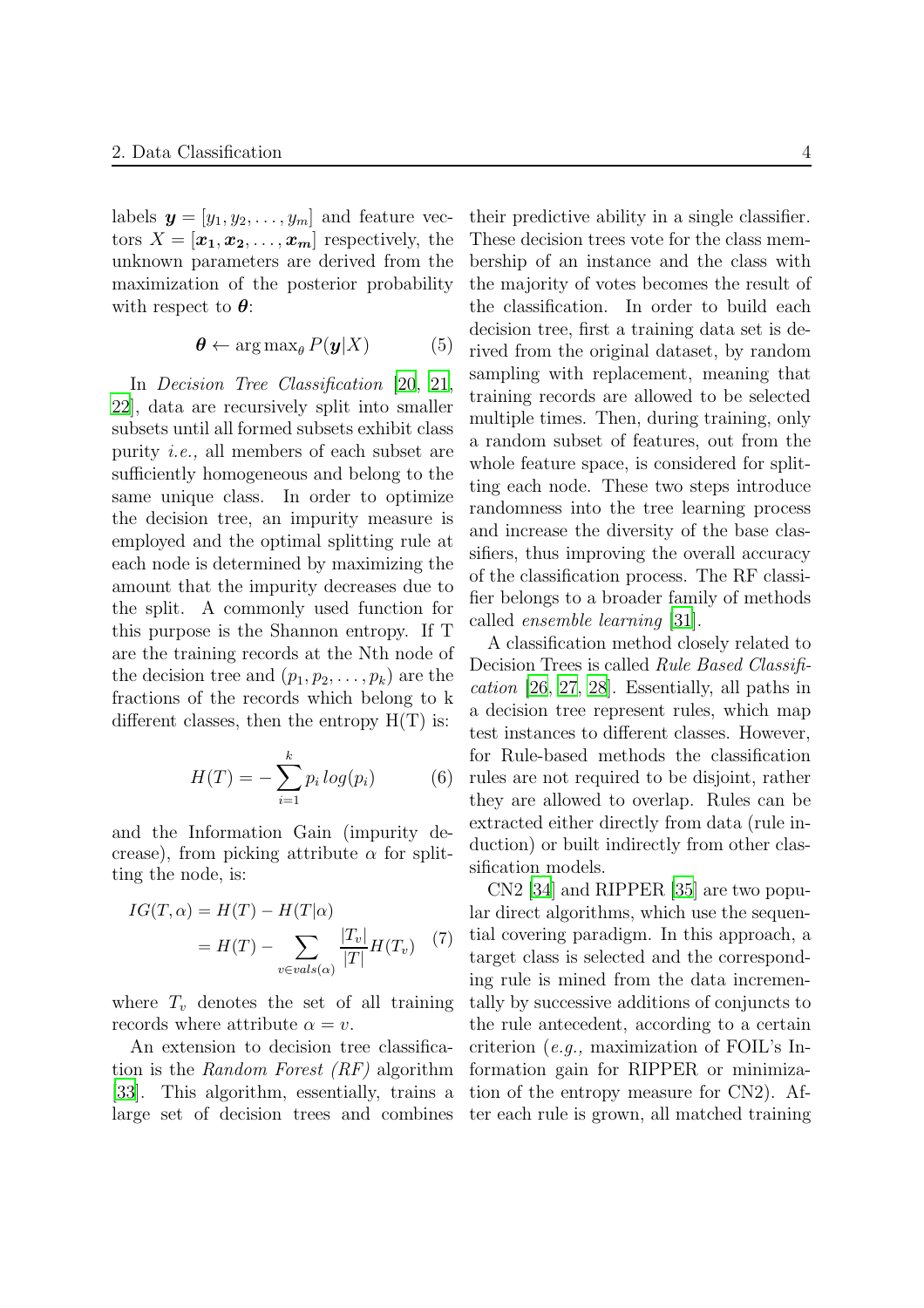labels $\boldsymbol{y} = [y_1, y_2, \ldots, y_m]$ and feature vectors $X = [\boldsymbol{x_1}, \boldsymbol{x_2}, \ldots, \boldsymbol{x_m}]$ respectively, the unknown parameters are derived from the maximization of the posterior probability with respect to $\boldsymbol{\theta}$:

$$\boldsymbol{\theta} \leftarrow \arg\max_{\theta} P(\boldsymbol{y}|X) \tag{5}$$

In *Decision Tree Classification* [20, 21, 22], data are recursively split into smaller subsets until all formed subsets exhibit class purity *i.e.,* all members of each subset are sufficiently homogeneous and belong to the same unique class. In order to optimize the decision tree, an impurity measure is employed and the optimal splitting rule at each node is determined by maximizing the amount that the impurity decreases due to the split. A commonly used function for this purpose is the Shannon entropy. If T are the training records at the Nth node of the decision tree and $(p_1, p_2, \ldots, p_k)$ are the fractions of the records which belong to k different classes, then the entropy H(T) is:

$$H(T) = -\sum_{i=1}^{k} p_i \, log(p_i) \tag{6}$$

and the Information Gain (impurity decrease), from picking attribute $\alpha$ for splitting the node, is:

$$\begin{aligned} IG(T, \alpha) &= H(T) - H(T|\alpha) \\ &= H(T) - \sum_{v \in vals(\alpha)} \frac{|T_v|}{|T|} H(T_v) \end{aligned} \tag{7}$$

where $T_v$ denotes the set of all training records where attribute $\alpha = v$.

An extension to decision tree classification is the *Random Forest (RF)* algorithm [33]. This algorithm, essentially, trains a large set of decision trees and combines their predictive ability in a single classifier. These decision trees vote for the class membership of an instance and the class with the majority of votes becomes the result of the classification. In order to build each decision tree, first a training data set is derived from the original dataset, by random sampling with replacement, meaning that training records are allowed to be selected multiple times. Then, during training, only a random subset of features, out from the whole feature space, is considered for splitting each node. These two steps introduce randomness into the tree learning process and increase the diversity of the base classifiers, thus improving the overall accuracy of the classification process. The RF classifier belongs to a broader family of methods called *ensemble learning* [31].

A classification method closely related to Decision Trees is called *Rule Based Classification* [26, 27, 28]. Essentially, all paths in a decision tree represent rules, which map test instances to different classes. However, for Rule-based methods the classification rules are not required to be disjoint, rather they are allowed to overlap. Rules can be extracted either directly from data (rule induction) or built indirectly from other classification models.

CN2 [34] and RIPPER [35] are two popular direct algorithms, which use the sequential covering paradigm. In this approach, a target class is selected and the corresponding rule is mined from the data incrementally by successive additions of conjuncts to the rule antecedent, according to a certain criterion (*e.g.,* maximization of FOIL's Information gain for RIPPER or minimization of the entropy measure for CN2). After each rule is grown, all matched training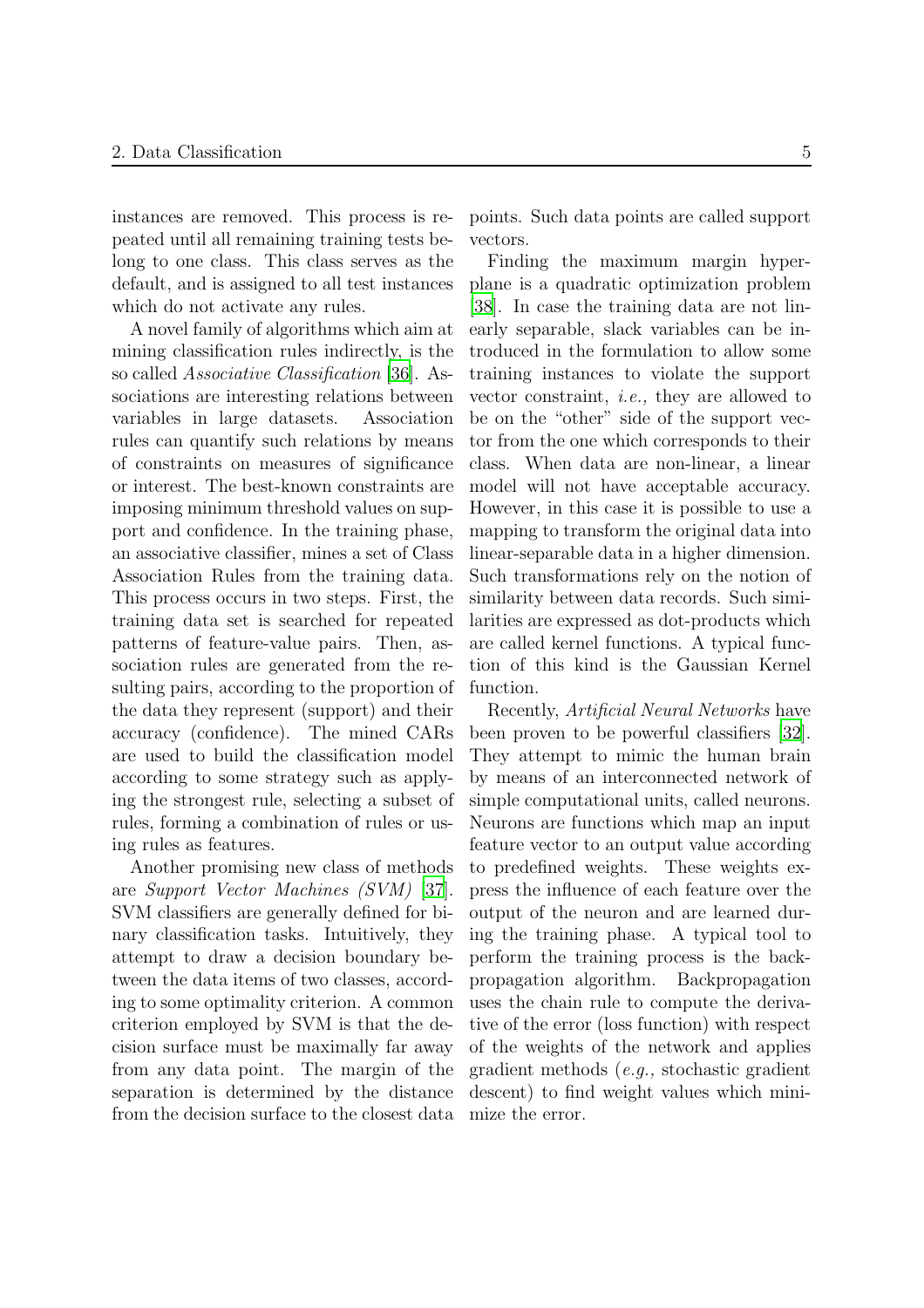instances are removed. This process is repeated until all remaining training tests belong to one class. This class serves as the default, and is assigned to all test instances which do not activate any rules.

A novel family of algorithms which aim at mining classification rules indirectly, is the so called *Associative Classification* [36]. Associations are interesting relations between variables in large datasets. Association rules can quantify such relations by means of constraints on measures of significance or interest. The best-known constraints are imposing minimum threshold values on support and confidence. In the training phase, an associative classifier, mines a set of Class Association Rules from the training data. This process occurs in two steps. First, the training data set is searched for repeated patterns of feature-value pairs. Then, association rules are generated from the resulting pairs, according to the proportion of the data they represent (support) and their accuracy (confidence). The mined CARs are used to build the classification model according to some strategy such as applying the strongest rule, selecting a subset of rules, forming a combination of rules or using rules as features.

Another promising new class of methods are *Support Vector Machines (SVM)* [37]. SVM classifiers are generally defined for binary classification tasks. Intuitively, they attempt to draw a decision boundary between the data items of two classes, according to some optimality criterion. A common criterion employed by SVM is that the decision surface must be maximally far away from any data point. The margin of the separation is determined by the distance from the decision surface to the closest data points. Such data points are called support vectors.

Finding the maximum margin hyperplane is a quadratic optimization problem [38]. In case the training data are not linearly separable, slack variables can be introduced in the formulation to allow some training instances to violate the support vector constraint, *i.e.,* they are allowed to be on the "other" side of the support vector from the one which corresponds to their class. When data are non-linear, a linear model will not have acceptable accuracy. However, in this case it is possible to use a mapping to transform the original data into linear-separable data in a higher dimension. Such transformations rely on the notion of similarity between data records. Such similarities are expressed as dot-products which are called kernel functions. A typical function of this kind is the Gaussian Kernel function.

Recently, *Artificial Neural Networks* have been proven to be powerful classifiers [32]. They attempt to mimic the human brain by means of an interconnected network of simple computational units, called neurons. Neurons are functions which map an input feature vector to an output value according to predefined weights. These weights express the influence of each feature over the output of the neuron and are learned during the training phase. A typical tool to perform the training process is the backpropagation algorithm. Backpropagation uses the chain rule to compute the derivative of the error (loss function) with respect of the weights of the network and applies gradient methods (*e.g.,* stochastic gradient descent) to find weight values which minimize the error.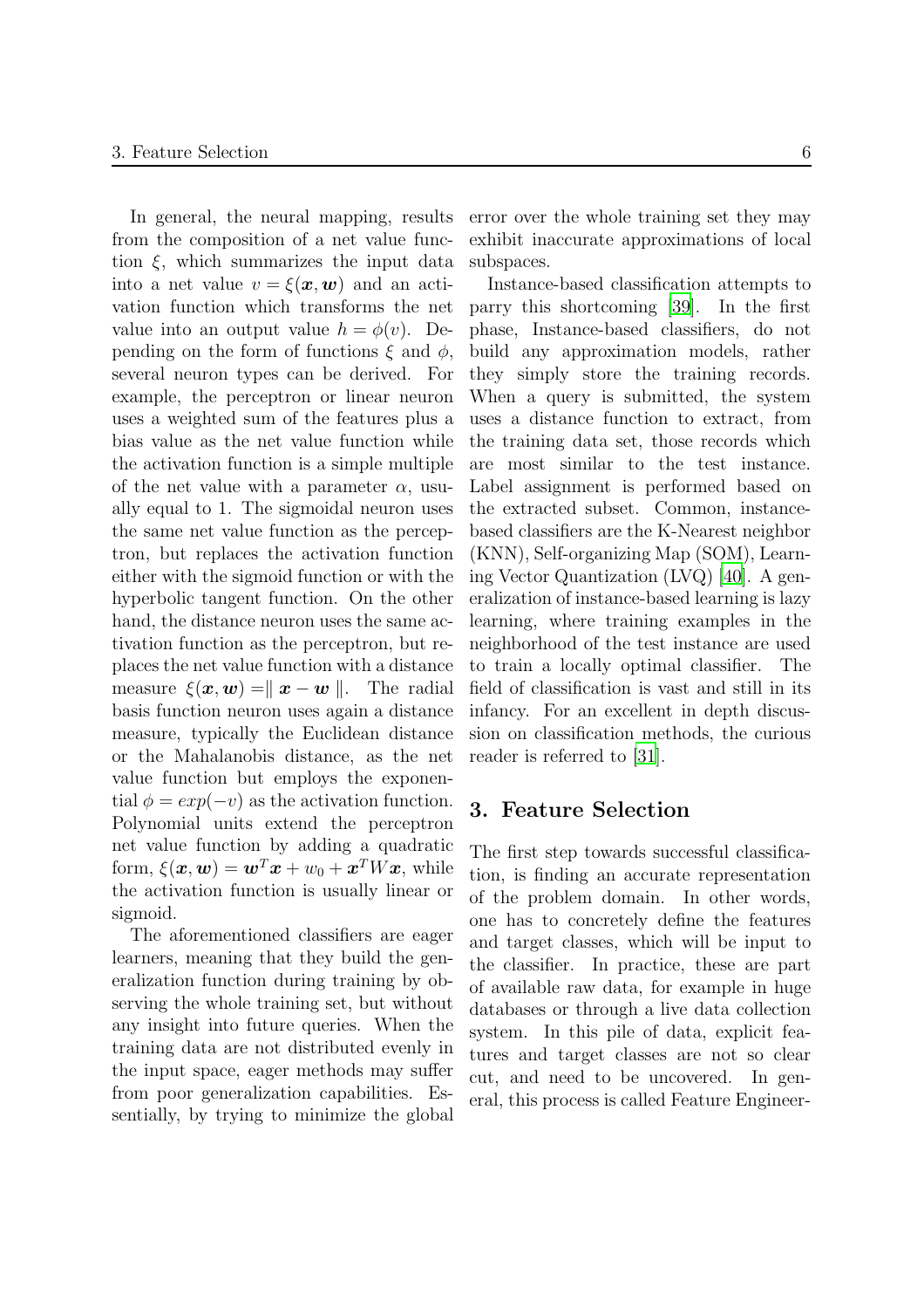In general, the neural mapping, results from the composition of a net value function $\xi$, which summarizes the input data into a net value $v = \xi(\boldsymbol{x}, \boldsymbol{w})$ and an activation function which transforms the net value into an output value $h = \phi(v)$. Depending on the form of functions $\xi$ and $\phi$, several neuron types can be derived. For example, the perceptron or linear neuron uses a weighted sum of the features plus a bias value as the net value function while the activation function is a simple multiple of the net value with a parameter $\alpha$, usually equal to 1. The sigmoidal neuron uses the same net value function as the perceptron, but replaces the activation function either with the sigmoid function or with the hyperbolic tangent function. On the other hand, the distance neuron uses the same activation function as the perceptron, but replaces the net value function with a distance measure $\xi(\boldsymbol{x}, \boldsymbol{w}) = \| \boldsymbol{x} - \boldsymbol{w} \|$. The radial basis function neuron uses again a distance measure, typically the Euclidean distance or the Mahalanobis distance, as the net value function but employs the exponential $\phi = exp(-v)$ as the activation function. Polynomial units extend the perceptron net value function by adding a quadratic form, $\xi(\boldsymbol{x}, \boldsymbol{w}) = \boldsymbol{w}^T \boldsymbol{x} + w_0 + \boldsymbol{x}^T W \boldsymbol{x}$, while the activation function is usually linear or sigmoid.

The aforementioned classifiers are eager learners, meaning that they build the generalization function during training by observing the whole training set, but without any insight into future queries. When the training data are not distributed evenly in the input space, eager methods may suffer from poor generalization capabilities. Essentially, by trying to minimize the global error over the whole training set they may exhibit inaccurate approximations of local subspaces.

Instance-based classification attempts to parry this shortcoming [39]. In the first phase, Instance-based classifiers, do not build any approximation models, rather they simply store the training records. When a query is submitted, the system uses a distance function to extract, from the training data set, those records which are most similar to the test instance. Label assignment is performed based on the extracted subset. Common, instance-based classifiers are the K-Nearest neighbor (KNN), Self-organizing Map (SOM), Learning Vector Quantization (LVQ) [40]. A generalization of instance-based learning is lazy learning, where training examples in the neighborhood of the test instance are used to train a locally optimal classifier. The field of classification is vast and still in its infancy. For an excellent in depth discussion on classification methods, the curious reader is referred to [31].

## 3. Feature Selection

The first step towards successful classification, is finding an accurate representation of the problem domain. In other words, one has to concretely define the features and target classes, which will be input to the classifier. In practice, these are part of available raw data, for example in huge databases or through a live data collection system. In this pile of data, explicit features and target classes are not so clear cut, and need to be uncovered. In general, this process is called Feature Engineer-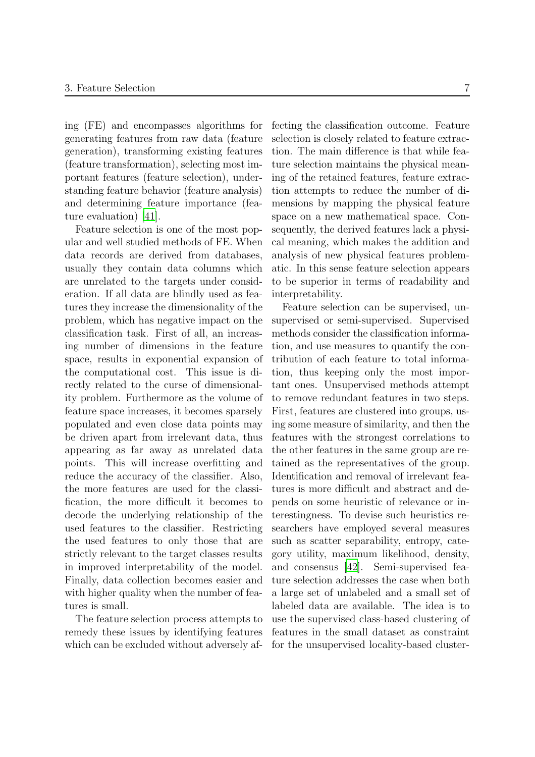ing (FE) and encompasses algorithms for generating features from raw data (feature generation), transforming existing features (feature transformation), selecting most important features (feature selection), understanding feature behavior (feature analysis) and determining feature importance (feature evaluation) [41].

Feature selection is one of the most popular and well studied methods of FE. When data records are derived from databases, usually they contain data columns which are unrelated to the targets under consideration. If all data are blindly used as features they increase the dimensionality of the problem, which has negative impact on the classification task. First of all, an increasing number of dimensions in the feature space, results in exponential expansion of the computational cost. This issue is directly related to the curse of dimensionality problem. Furthermore as the volume of feature space increases, it becomes sparsely populated and even close data points may be driven apart from irrelevant data, thus appearing as far away as unrelated data points. This will increase overfitting and reduce the accuracy of the classifier. Also, the more features are used for the classification, the more difficult it becomes to decode the underlying relationship of the used features to the classifier. Restricting the used features to only those that are strictly relevant to the target classes results in improved interpretability of the model. Finally, data collection becomes easier and with higher quality when the number of features is small.

The feature selection process attempts to remedy these issues by identifying features which can be excluded without adversely affecting the classification outcome. Feature selection is closely related to feature extraction. The main difference is that while feature selection maintains the physical meaning of the retained features, feature extraction attempts to reduce the number of dimensions by mapping the physical feature space on a new mathematical space. Consequently, the derived features lack a physical meaning, which makes the addition and analysis of new physical features problematic. In this sense feature selection appears to be superior in terms of readability and interpretability.

Feature selection can be supervised, unsupervised or semi-supervised. Supervised methods consider the classification information, and use measures to quantify the contribution of each feature to total information, thus keeping only the most important ones. Unsupervised methods attempt to remove redundant features in two steps. First, features are clustered into groups, using some measure of similarity, and then the features with the strongest correlations to the other features in the same group are retained as the representatives of the group. Identification and removal of irrelevant features is more difficult and abstract and depends on some heuristic of relevance or interestingness. To devise such heuristics researchers have employed several measures such as scatter separability, entropy, category utility, maximum likelihood, density, and consensus [42]. Semi-supervised feature selection addresses the case when both a large set of unlabeled and a small set of labeled data are available. The idea is to use the supervised class-based clustering of features in the small dataset as constraint for the unsupervised locality-based cluster-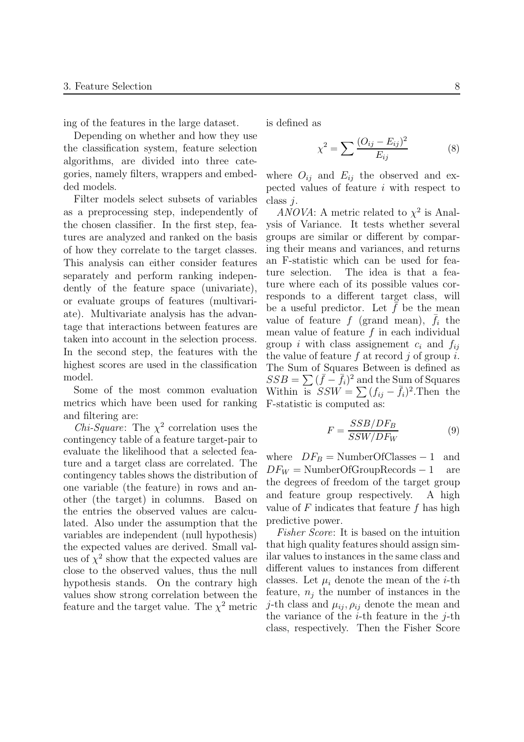ing of the features in the large dataset.

Depending on whether and how they use the classification system, feature selection algorithms, are divided into three categories, namely filters, wrappers and embedded models.

Filter models select subsets of variables as a preprocessing step, independently of the chosen classifier. In the first step, features are analyzed and ranked on the basis of how they correlate to the target classes. This analysis can either consider features separately and perform ranking independently of the feature space (univariate), or evaluate groups of features (multivariate). Multivariate analysis has the advantage that interactions between features are taken into account in the selection process. In the second step, the features with the highest scores are used in the classification model.

Some of the most common evaluation metrics which have been used for ranking and filtering are:

*Chi-Square*: The $\chi^2$ correlation uses the contingency table of a feature target-pair to evaluate the likelihood that a selected feature and a target class are correlated. The contingency tables shows the distribution of one variable (the feature) in rows and another (the target) in columns. Based on the entries the observed values are calculated. Also under the assumption that the variables are independent (null hypothesis) the expected values are derived. Small values of $\chi^2$ show that the expected values are close to the observed values, thus the null hypothesis stands. On the contrary high values show strong correlation between the feature and the target value. The $\chi^2$ metric is defined as

$$\chi^2 = \sum \frac{(O_{ij} - E_{ij})^2}{E_{ij}} \tag{8}$$

where $O_{ij}$ and $E_{ij}$ the observed and expected values of feature $i$ with respect to class $j$.

*ANOVA*: A metric related to $\chi^2$ is Analysis of Variance. It tests whether several groups are similar or different by comparing their means and variances, and returns an F-statistic which can be used for feature selection. The idea is that a feature where each of its possible values corresponds to a different target class, will be a useful predictor. Let $\bar{f}$ be the mean value of feature $f$ (grand mean), $\bar{f}_i$ the mean value of feature $f$ in each individual group $i$ with class assignement $c_i$ and $f_{ij}$ the value of feature $f$ at record $j$ of group $i$. The Sum of Squares Between is defined as $SSB = \sum(\bar{f} - \bar{f}_i)^2$ and the Sum of Squares Within is $SSW = \sum(f_{ij} - \bar{f}_i)^2$.Then the F-statistic is computed as:

$$F = \frac{SSB/DF_B}{SSW/DF_W} \tag{9}$$

where $DF_B = \text{NumberOfClasses} - 1$ and $DF_W = \text{NumberOfGroupRecords} - 1$ are the degrees of freedom of the target group and feature group respectively. A high value of $F$ indicates that feature $f$ has high predictive power.

*Fisher Score*: It is based on the intuition that high quality features should assign similar values to instances in the same class and different values to instances from different classes. Let $\mu_i$ denote the mean of the $i$-th feature, $n_j$ the number of instances in the $j$-th class and $\mu_{ij}, \rho_{ij}$ denote the mean and the variance of the $i$-th feature in the $j$-th class, respectively. Then the Fisher Score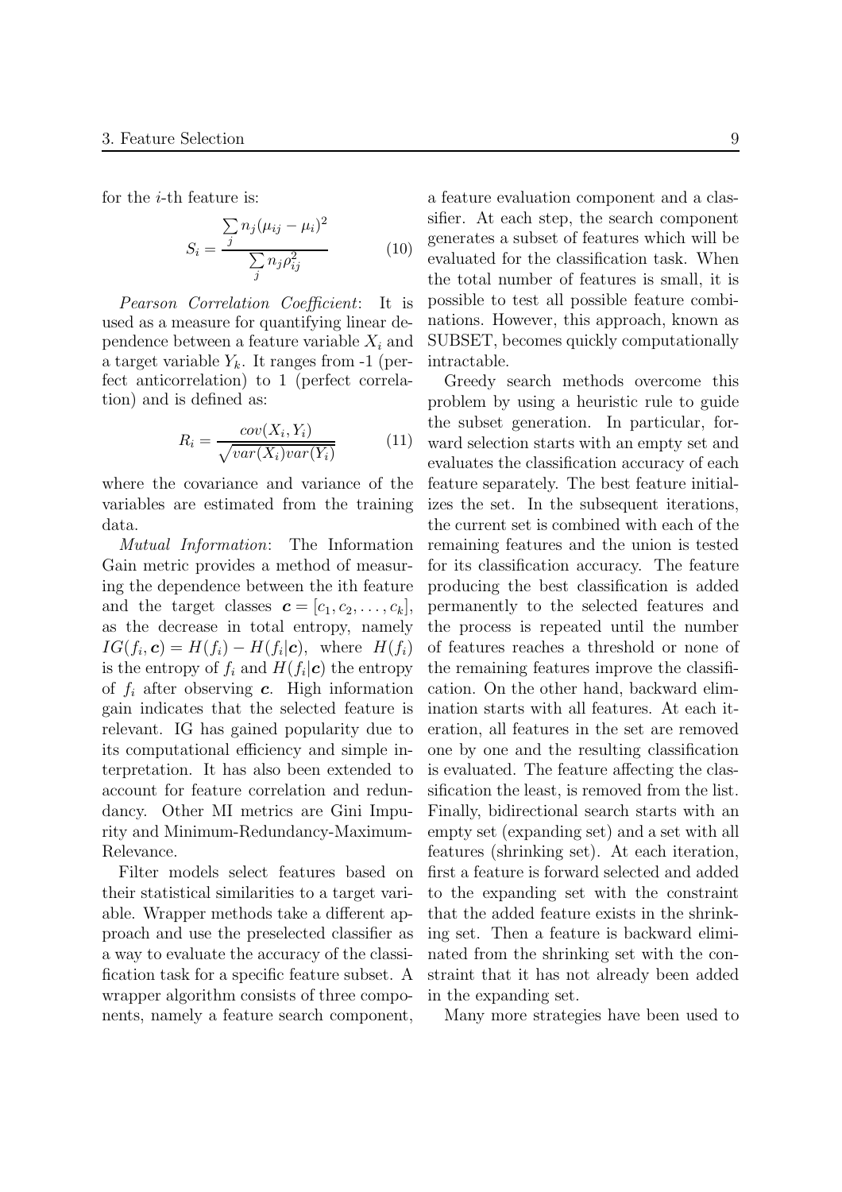for the $i$-th feature is:

$$S_i = \frac{\sum_j n_j(\mu_{ij} - \mu_i)^2}{\sum_j n_j \rho_{ij}^2} \tag{10}$$

*Pearson Correlation Coefficient*: It is used as a measure for quantifying linear dependence between a feature variable $X_i$ and a target variable $Y_k$. It ranges from -1 (perfect anticorrelation) to 1 (perfect correlation) and is defined as:

$$R_i = \frac{cov(X_i, Y_i)}{\sqrt{var(X_i)var(Y_i)}} \tag{11}$$

where the covariance and variance of the variables are estimated from the training data.

*Mutual Information*: The Information Gain metric provides a method of measuring the dependence between the ith feature and the target classes $\boldsymbol{c} = [c_1, c_2, \ldots, c_k]$, as the decrease in total entropy, namely $IG(f_i, \boldsymbol{c}) = H(f_i) - H(f_i|\boldsymbol{c})$, where $H(f_i)$ is the entropy of $f_i$ and $H(f_i|\boldsymbol{c})$ the entropy of $f_i$ after observing $\boldsymbol{c}$. High information gain indicates that the selected feature is relevant. IG has gained popularity due to its computational efficiency and simple interpretation. It has also been extended to account for feature correlation and redundancy. Other MI metrics are Gini Impurity and Minimum-Redundancy-Maximum-Relevance.

Filter models select features based on their statistical similarities to a target variable. Wrapper methods take a different approach and use the preselected classifier as a way to evaluate the accuracy of the classification task for a specific feature subset. A wrapper algorithm consists of three components, namely a feature search component, a feature evaluation component and a classifier. At each step, the search component generates a subset of features which will be evaluated for the classification task. When the total number of features is small, it is possible to test all possible feature combinations. However, this approach, known as SUBSET, becomes quickly computationally intractable.

Greedy search methods overcome this problem by using a heuristic rule to guide the subset generation. In particular, forward selection starts with an empty set and evaluates the classification accuracy of each feature separately. The best feature initializes the set. In the subsequent iterations, the current set is combined with each of the remaining features and the union is tested for its classification accuracy. The feature producing the best classification is added permanently to the selected features and the process is repeated until the number of features reaches a threshold or none of the remaining features improve the classification. On the other hand, backward elimination starts with all features. At each iteration, all features in the set are removed one by one and the resulting classification is evaluated. The feature affecting the classification the least, is removed from the list. Finally, bidirectional search starts with an empty set (expanding set) and a set with all features (shrinking set). At each iteration, first a feature is forward selected and added to the expanding set with the constraint that the added feature exists in the shrinking set. Then a feature is backward eliminated from the shrinking set with the constraint that it has not already been added in the expanding set.

Many more strategies have been used to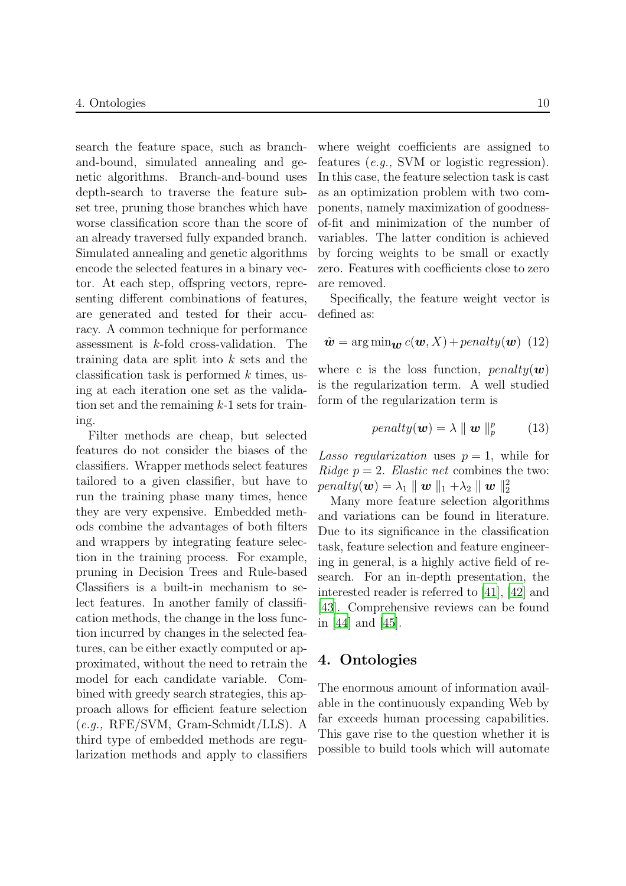search the feature space, such as branch-and-bound, simulated annealing and genetic algorithms. Branch-and-bound uses depth-search to traverse the feature subset tree, pruning those branches which have worse classification score than the score of an already traversed fully expanded branch. Simulated annealing and genetic algorithms encode the selected features in a binary vector. At each step, offspring vectors, representing different combinations of features, are generated and tested for their accuracy. A common technique for performance assessment is $k$-fold cross-validation. The training data are split into $k$ sets and the classification task is performed $k$ times, using at each iteration one set as the validation set and the remaining $k$-1 sets for training.

Filter methods are cheap, but selected features do not consider the biases of the classifiers. Wrapper methods select features tailored to a given classifier, but have to run the training phase many times, hence they are very expensive. Embedded methods combine the advantages of both filters and wrappers by integrating feature selection in the training process. For example, pruning in Decision Trees and Rule-based Classifiers is a built-in mechanism to select features. In another family of classification methods, the change in the loss function incurred by changes in the selected features, can be either exactly computed or approximated, without the need to retrain the model for each candidate variable. Combined with greedy search strategies, this approach allows for efficient feature selection (*e.g.,* RFE/SVM, Gram-Schmidt/LLS). A third type of embedded methods are regularization methods and apply to classifiers where weight coefficients are assigned to features (*e.g.,* SVM or logistic regression). In this case, the feature selection task is cast as an optimization problem with two components, namely maximization of goodness-of-fit and minimization of the number of variables. The latter condition is achieved by forcing weights to be small or exactly zero. Features with coefficients close to zero are removed.

Specifically, the feature weight vector is defined as:

$$\hat{\boldsymbol{w}} = \arg\min_{\boldsymbol{w}} c(\boldsymbol{w}, X) + penalty(\boldsymbol{w}) \quad (12)$$

where c is the loss function, $penalty(\boldsymbol{w})$ is the regularization term. A well studied form of the regularization term is

$$penalty(\boldsymbol{w}) = \lambda \parallel \boldsymbol{w} \parallel_p^p \quad (13)$$

*Lasso regularization* uses $p = 1$, while for *Ridge* $p = 2$. *Elastic net* combines the two: $penalty(\boldsymbol{w}) = \lambda_1 \parallel \boldsymbol{w} \parallel_1 + \lambda_2 \parallel \boldsymbol{w} \parallel_2^2$

Many more feature selection algorithms and variations can be found in literature. Due to its significance in the classification task, feature selection and feature engineering in general, is a highly active field of research. For an in-depth presentation, the interested reader is referred to [41], [42] and [43]. Comprehensive reviews can be found in [44] and [45].

## 4. Ontologies

The enormous amount of information available in the continuously expanding Web by far exceeds human processing capabilities. This gave rise to the question whether it is possible to build tools which will automate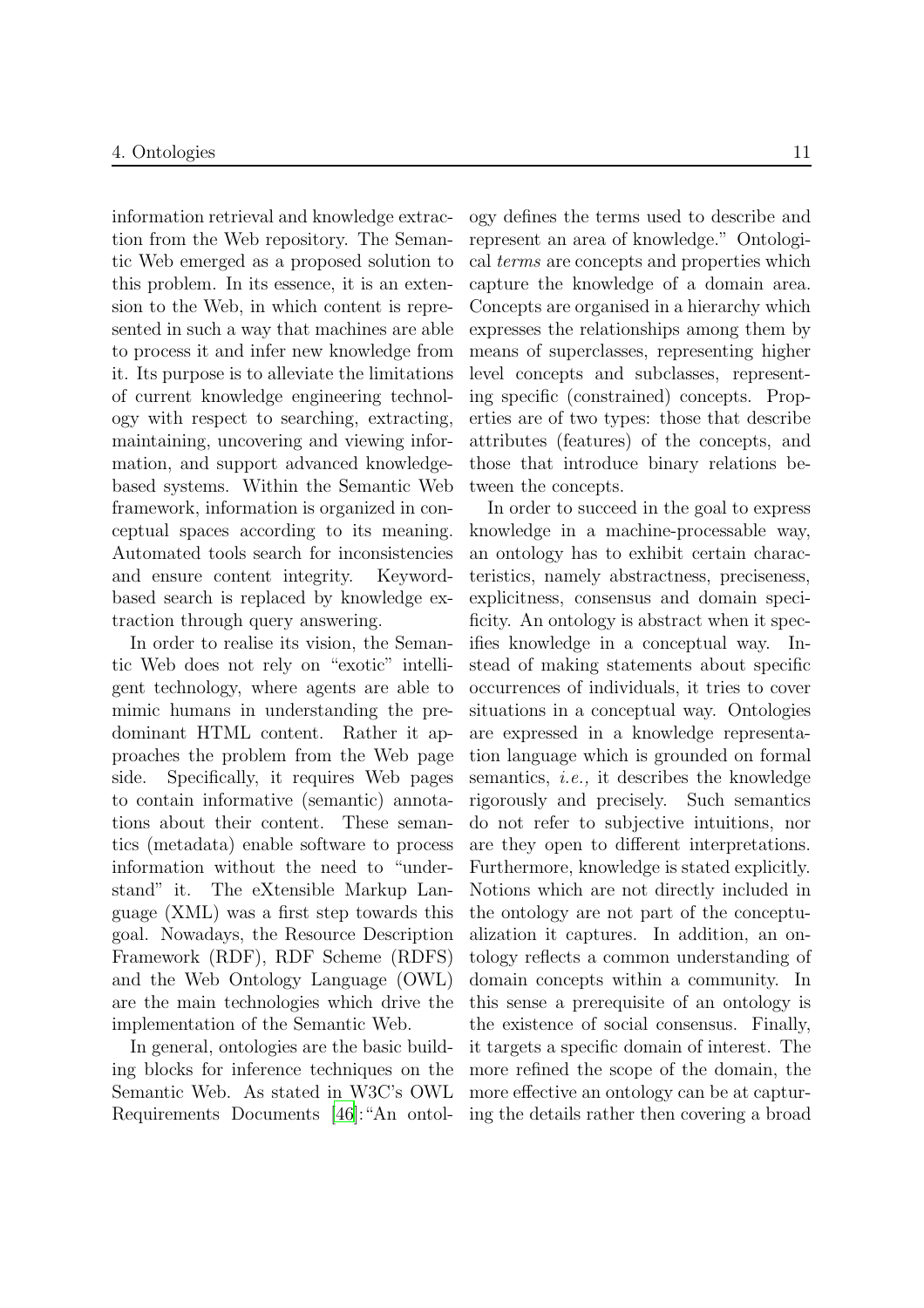information retrieval and knowledge extraction from the Web repository. The Semantic Web emerged as a proposed solution to this problem. In its essence, it is an extension to the Web, in which content is represented in such a way that machines are able to process it and infer new knowledge from it. Its purpose is to alleviate the limitations of current knowledge engineering technology with respect to searching, extracting, maintaining, uncovering and viewing information, and support advanced knowledge-based systems. Within the Semantic Web framework, information is organized in conceptual spaces according to its meaning. Automated tools search for inconsistencies and ensure content integrity. Keyword-based search is replaced by knowledge extraction through query answering.

In order to realise its vision, the Semantic Web does not rely on "exotic" intelligent technology, where agents are able to mimic humans in understanding the predominant HTML content. Rather it approaches the problem from the Web page side. Specifically, it requires Web pages to contain informative (semantic) annotations about their content. These semantics (metadata) enable software to process information without the need to "understand" it. The eXtensible Markup Language (XML) was a first step towards this goal. Nowadays, the Resource Description Framework (RDF), RDF Scheme (RDFS) and the Web Ontology Language (OWL) are the main technologies which drive the implementation of the Semantic Web.

In general, ontologies are the basic building blocks for inference techniques on the Semantic Web. As stated in W3C's OWL Requirements Documents [46]:"An ontology defines the terms used to describe and represent an area of knowledge." Ontological *terms* are concepts and properties which capture the knowledge of a domain area. Concepts are organised in a hierarchy which expresses the relationships among them by means of superclasses, representing higher level concepts and subclasses, representing specific (constrained) concepts. Properties are of two types: those that describe attributes (features) of the concepts, and those that introduce binary relations between the concepts.

In order to succeed in the goal to express knowledge in a machine-processable way, an ontology has to exhibit certain characteristics, namely abstractness, preciseness, explicitness, consensus and domain specificity. An ontology is abstract when it specifies knowledge in a conceptual way. Instead of making statements about specific occurrences of individuals, it tries to cover situations in a conceptual way. Ontologies are expressed in a knowledge representation language which is grounded on formal semantics, *i.e.,* it describes the knowledge rigorously and precisely. Such semantics do not refer to subjective intuitions, nor are they open to different interpretations. Furthermore, knowledge is stated explicitly. Notions which are not directly included in the ontology are not part of the conceptualization it captures. In addition, an ontology reflects a common understanding of domain concepts within a community. In this sense a prerequisite of an ontology is the existence of social consensus. Finally, it targets a specific domain of interest. The more refined the scope of the domain, the more effective an ontology can be at capturing the details rather then covering a broad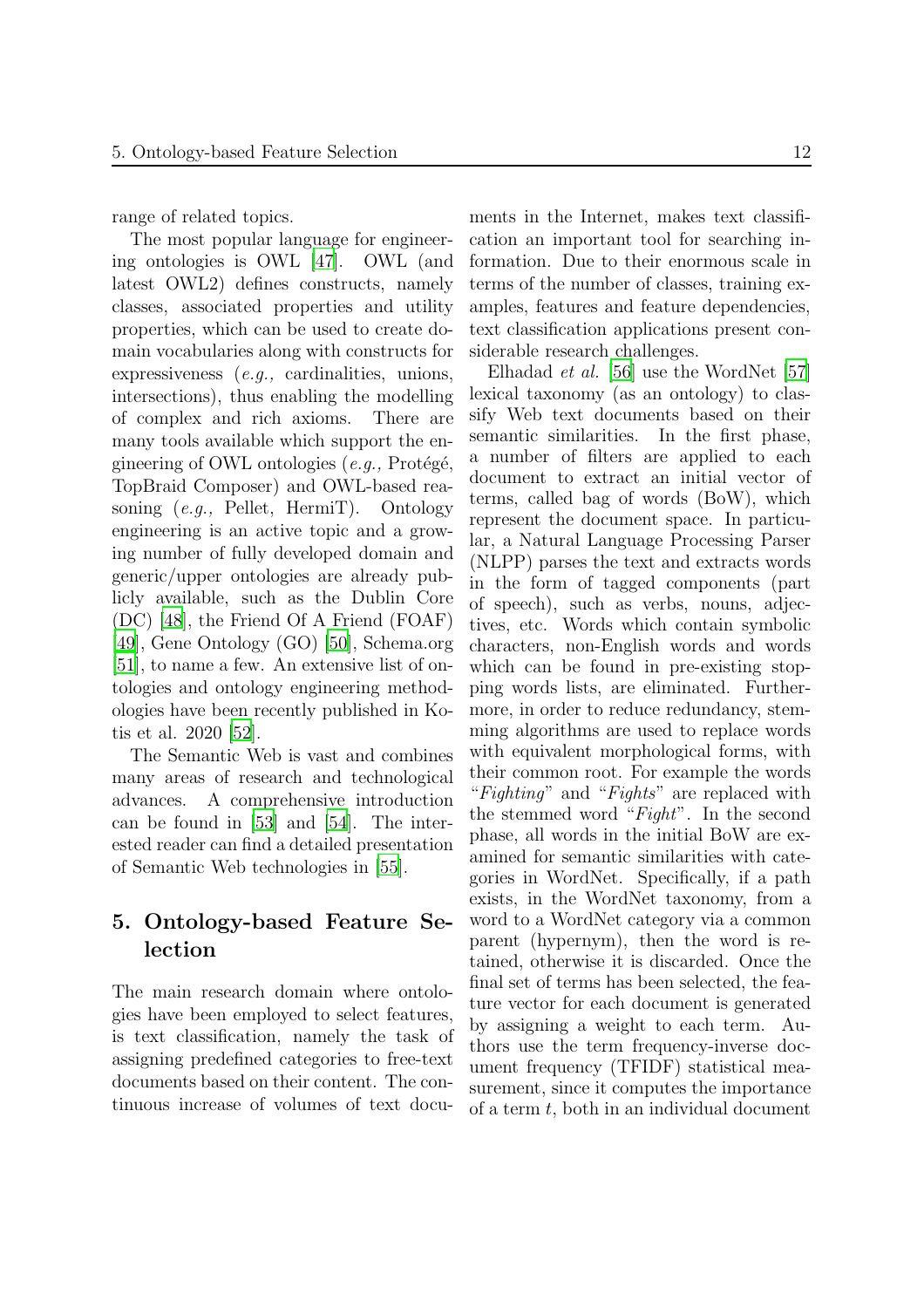range of related topics.

The most popular language for engineering ontologies is OWL [47]. OWL (and latest OWL2) defines constructs, namely classes, associated properties and utility properties, which can be used to create domain vocabularies along with constructs for expressiveness (*e.g.,* cardinalities, unions, intersections), thus enabling the modelling of complex and rich axioms. There are many tools available which support the engineering of OWL ontologies (*e.g.,* Protégé, TopBraid Composer) and OWL-based reasoning (*e.g.,* Pellet, HermiT). Ontology engineering is an active topic and a growing number of fully developed domain and generic/upper ontologies are already publicly available, such as the Dublin Core (DC) [48], the Friend Of A Friend (FOAF) [49], Gene Ontology (GO) [50], Schema.org [51], to name a few. An extensive list of ontologies and ontology engineering methodologies have been recently published in Kotis et al. 2020 [52].

The Semantic Web is vast and combines many areas of research and technological advances. A comprehensive introduction can be found in [53] and [54]. The interested reader can find a detailed presentation of Semantic Web technologies in [55].

## 5. Ontology-based Feature Selection

The main research domain where ontologies have been employed to select features, is text classification, namely the task of assigning predefined categories to free-text documents based on their content. The continuous increase of volumes of text documents in the Internet, makes text classification an important tool for searching information. Due to their enormous scale in terms of the number of classes, training examples, features and feature dependencies, text classification applications present considerable research challenges.

Elhadad *et al.* [56] use the WordNet [57] lexical taxonomy (as an ontology) to classify Web text documents based on their semantic similarities. In the first phase, a number of filters are applied to each document to extract an initial vector of terms, called bag of words (BoW), which represent the document space. In particular, a Natural Language Processing Parser (NLPP) parses the text and extracts words in the form of tagged components (part of speech), such as verbs, nouns, adjectives, etc. Words which contain symbolic characters, non-English words and words which can be found in pre-existing stopping words lists, are eliminated. Furthermore, in order to reduce redundancy, stemming algorithms are used to replace words with equivalent morphological forms, with their common root. For example the words "*Fighting*" and "*Fights*" are replaced with the stemmed word "*Fight*". In the second phase, all words in the initial BoW are examined for semantic similarities with categories in WordNet. Specifically, if a path exists, in the WordNet taxonomy, from a word to a WordNet category via a common parent (hypernym), then the word is retained, otherwise it is discarded. Once the final set of terms has been selected, the feature vector for each document is generated by assigning a weight to each term. Authors use the term frequency-inverse document frequency (TFIDF) statistical measurement, since it computes the importance of a term $t$, both in an individual document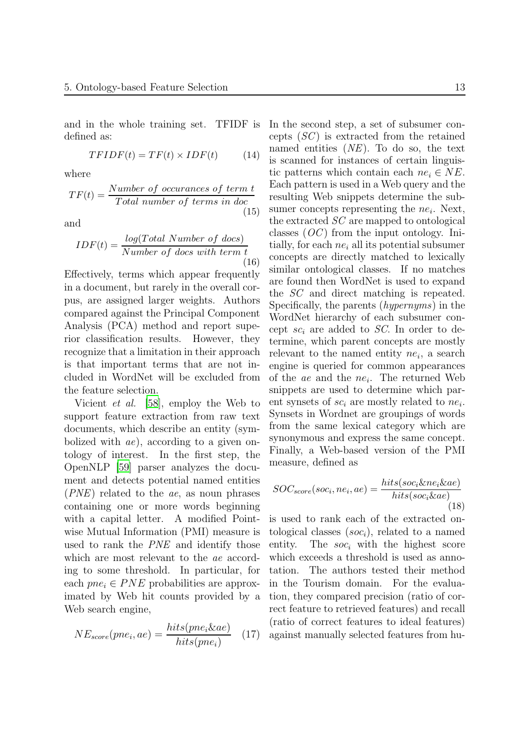and in the whole training set. TFIDF is defined as:

$$TFIDF(t) = TF(t) \times IDF(t) \tag{14}$$

where

$$TF(t) = \frac{Number\ of\ occurances\ of\ term\ t}{Total\ number\ of\ terms\ in\ doc} \tag{15}$$

and

$$IDF(t) = \frac{log(Total\ Number\ of\ docs)}{Number\ of\ docs\ with\ term\ t} \tag{16}$$

Effectively, terms which appear frequently in a document, but rarely in the overall corpus, are assigned larger weights. Authors compared against the Principal Component Analysis (PCA) method and report superior classification results. However, they recognize that a limitation in their approach is that important terms that are not included in WordNet will be excluded from the feature selection.

Vicient *et al.* [58], employ the Web to support feature extraction from raw text documents, which describe an entity (symbolized with $ae$), according to a given ontology of interest. In the first step, the OpenNLP [59] parser analyzes the document and detects potential named entities ($PNE$) related to the $ae$, as noun phrases containing one or more words beginning with a capital letter. A modified Pointwise Mutual Information (PMI) measure is used to rank the $PNE$ and identify those which are most relevant to the $ae$ according to some threshold. In particular, for each $pne_i \in PNE$ probabilities are approximated by Web hit counts provided by a Web search engine,

$$NE_{score}(pne_i, ae) = \frac{hits(pne_i \& ae)}{hits(pne_i)} \tag{17}$$

In the second step, a set of subsumer concepts ($SC$) is extracted from the retained named entities ($NE$). To do so, the text is scanned for instances of certain linguistic patterns which contain each $ne_i \in NE$. Each pattern is used in a Web query and the resulting Web snippets determine the subsumer concepts representing the $ne_i$. Next, the extracted $SC$ are mapped to ontological classes ($OC$) from the input ontology. Initially, for each $ne_i$ all its potential subsumer concepts are directly matched to lexically similar ontological classes. If no matches are found then WordNet is used to expand the $SC$ and direct matching is repeated. Specifically, the parents (*hypernyms*) in the WordNet hierarchy of each subsumer concept $sc_i$ are added to $SC$. In order to determine, which parent concepts are mostly relevant to the named entity $ne_i$, a search engine is queried for common appearances of the $ae$ and the $ne_i$. The returned Web snippets are used to determine which parent synsets of $sc_i$ are mostly related to $ne_i$. Synsets in Wordnet are groupings of words from the same lexical category which are synonymous and express the same concept. Finally, a Web-based version of the PMI measure, defined as

$$SOC_{score}(soc_i, ne_i, ae) = \frac{hits(soc_i \& ne_i \& ae)}{hits(soc_i \& ae)} \tag{18}$$

is used to rank each of the extracted ontological classes ($soc_i$), related to a named entity. The $soc_i$ with the highest score which exceeds a threshold is used as annotation. The authors tested their method in the Tourism domain. For the evaluation, they compared precision (ratio of correct feature to retrieved features) and recall (ratio of correct features to ideal features) against manually selected features from hu-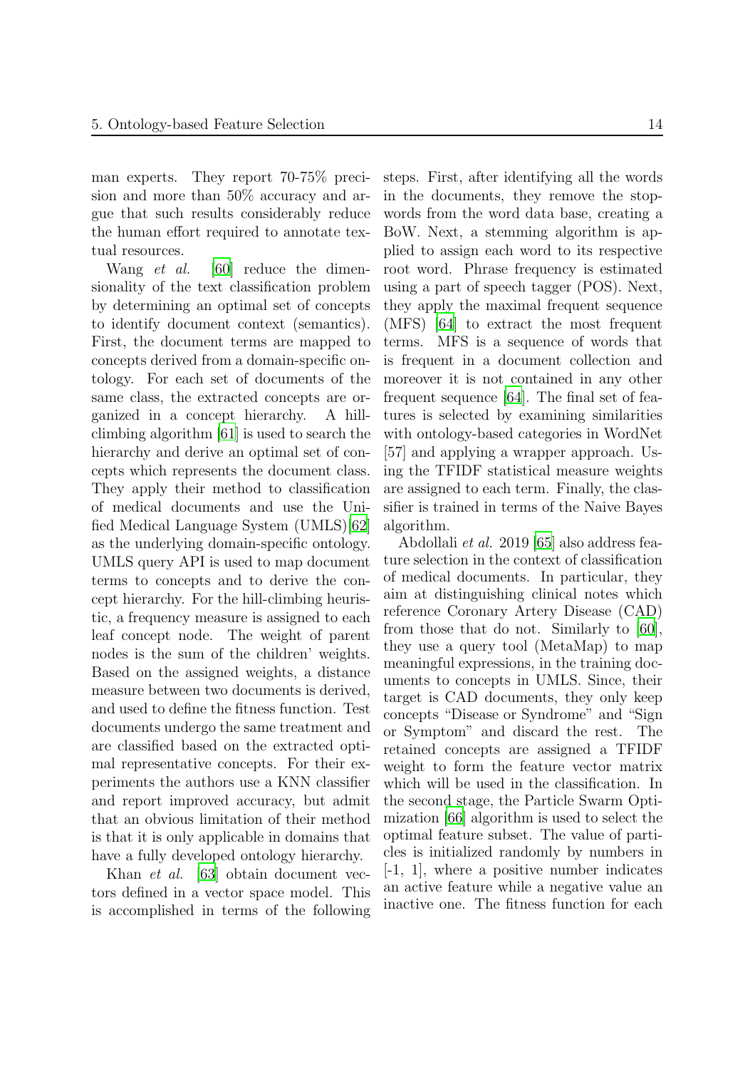man experts. They report 70-75% precision and more than 50% accuracy and argue that such results considerably reduce the human effort required to annotate textual resources.

Wang *et al.* [60] reduce the dimensionality of the text classification problem by determining an optimal set of concepts to identify document context (semantics). First, the document terms are mapped to concepts derived from a domain-specific ontology. For each set of documents of the same class, the extracted concepts are organized in a concept hierarchy. A hill-climbing algorithm [61] is used to search the hierarchy and derive an optimal set of concepts which represents the document class. They apply their method to classification of medical documents and use the Unified Medical Language System (UMLS)[62] as the underlying domain-specific ontology. UMLS query API is used to map document terms to concepts and to derive the concept hierarchy. For the hill-climbing heuristic, a frequency measure is assigned to each leaf concept node. The weight of parent nodes is the sum of the children' weights. Based on the assigned weights, a distance measure between two documents is derived, and used to define the fitness function. Test documents undergo the same treatment and are classified based on the extracted optimal representative concepts. For their experiments the authors use a KNN classifier and report improved accuracy, but admit that an obvious limitation of their method is that it is only applicable in domains that have a fully developed ontology hierarchy.

Khan *et al.* [63] obtain document vectors defined in a vector space model. This is accomplished in terms of the following steps. First, after identifying all the words in the documents, they remove the stopwords from the word data base, creating a BoW. Next, a stemming algorithm is applied to assign each word to its respective root word. Phrase frequency is estimated using a part of speech tagger (POS). Next, they apply the maximal frequent sequence (MFS) [64] to extract the most frequent terms. MFS is a sequence of words that is frequent in a document collection and moreover it is not contained in any other frequent sequence [64]. The final set of features is selected by examining similarities with ontology-based categories in WordNet [57] and applying a wrapper approach. Using the TFIDF statistical measure weights are assigned to each term. Finally, the classifier is trained in terms of the Naive Bayes algorithm.

Abdollali *et al.* 2019 [65] also address feature selection in the context of classification of medical documents. In particular, they aim at distinguishing clinical notes which reference Coronary Artery Disease (CAD) from those that do not. Similarly to [60], they use a query tool (MetaMap) to map meaningful expressions, in the training documents to concepts in UMLS. Since, their target is CAD documents, they only keep concepts "Disease or Syndrome" and "Sign or Symptom" and discard the rest. The retained concepts are assigned a TFIDF weight to form the feature vector matrix which will be used in the classification. In the second stage, the Particle Swarm Optimization [66] algorithm is used to select the optimal feature subset. The value of particles is initialized randomly by numbers in [-1, 1], where a positive number indicates an active feature while a negative value an inactive one. The fitness function for each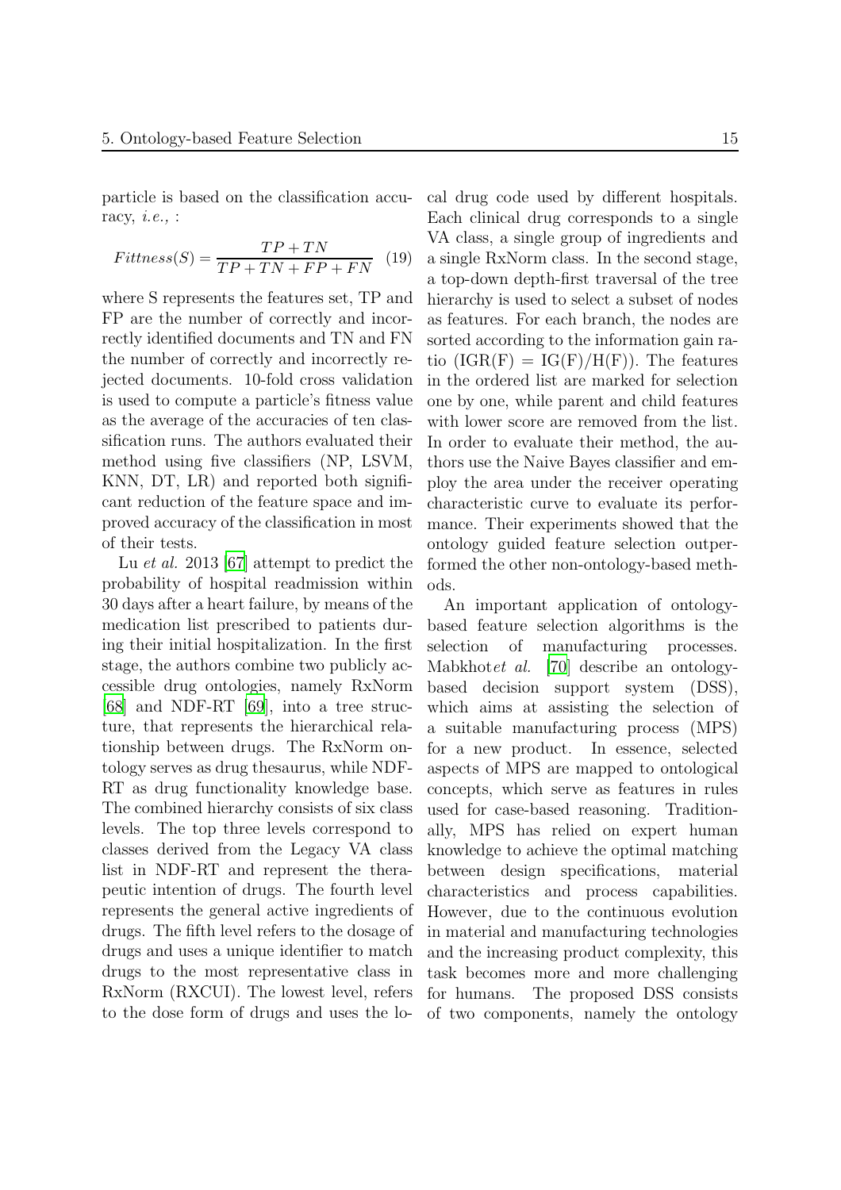particle is based on the classification accuracy, *i.e.*, :

$$Fittness(S) = \frac{TP + TN}{TP + TN + FP + FN} \quad (19)$$

where S represents the features set, TP and FP are the number of correctly and incorrectly identified documents and TN and FN the number of correctly and incorrectly rejected documents. 10-fold cross validation is used to compute a particle's fitness value as the average of the accuracies of ten classification runs. The authors evaluated their method using five classifiers (NP, LSVM, KNN, DT, LR) and reported both significant reduction of the feature space and improved accuracy of the classification in most of their tests.

Lu *et al.* 2013 [67] attempt to predict the probability of hospital readmission within 30 days after a heart failure, by means of the medication list prescribed to patients during their initial hospitalization. In the first stage, the authors combine two publicly accessible drug ontologies, namely RxNorm [68] and NDF-RT [69], into a tree structure, that represents the hierarchical relationship between drugs. The RxNorm ontology serves as drug thesaurus, while NDF-RT as drug functionality knowledge base. The combined hierarchy consists of six class levels. The top three levels correspond to classes derived from the Legacy VA class list in NDF-RT and represent the therapeutic intention of drugs. The fourth level represents the general active ingredients of drugs. The fifth level refers to the dosage of drugs and uses a unique identifier to match drugs to the most representative class in RxNorm (RXCUI). The lowest level, refers to the dose form of drugs and uses the local drug code used by different hospitals. Each clinical drug corresponds to a single VA class, a single group of ingredients and a single RxNorm class. In the second stage, a top-down depth-first traversal of the tree hierarchy is used to select a subset of nodes as features. For each branch, the nodes are sorted according to the information gain ratio (IGR(F) = IG(F)/H(F)). The features in the ordered list are marked for selection one by one, while parent and child features with lower score are removed from the list. In order to evaluate their method, the authors use the Naive Bayes classifier and employ the area under the receiver operating characteristic curve to evaluate its performance. Their experiments showed that the ontology guided feature selection outperformed the other non-ontology-based methods.

An important application of ontology-based feature selection algorithms is the selection of manufacturing processes. Mabkhot*et al.* [70] describe an ontology-based decision support system (DSS), which aims at assisting the selection of a suitable manufacturing process (MPS) for a new product. In essence, selected aspects of MPS are mapped to ontological concepts, which serve as features in rules used for case-based reasoning. Traditionally, MPS has relied on expert human knowledge to achieve the optimal matching between design specifications, material characteristics and process capabilities. However, due to the continuous evolution in material and manufacturing technologies and the increasing product complexity, this task becomes more and more challenging for humans. The proposed DSS consists of two components, namely the ontology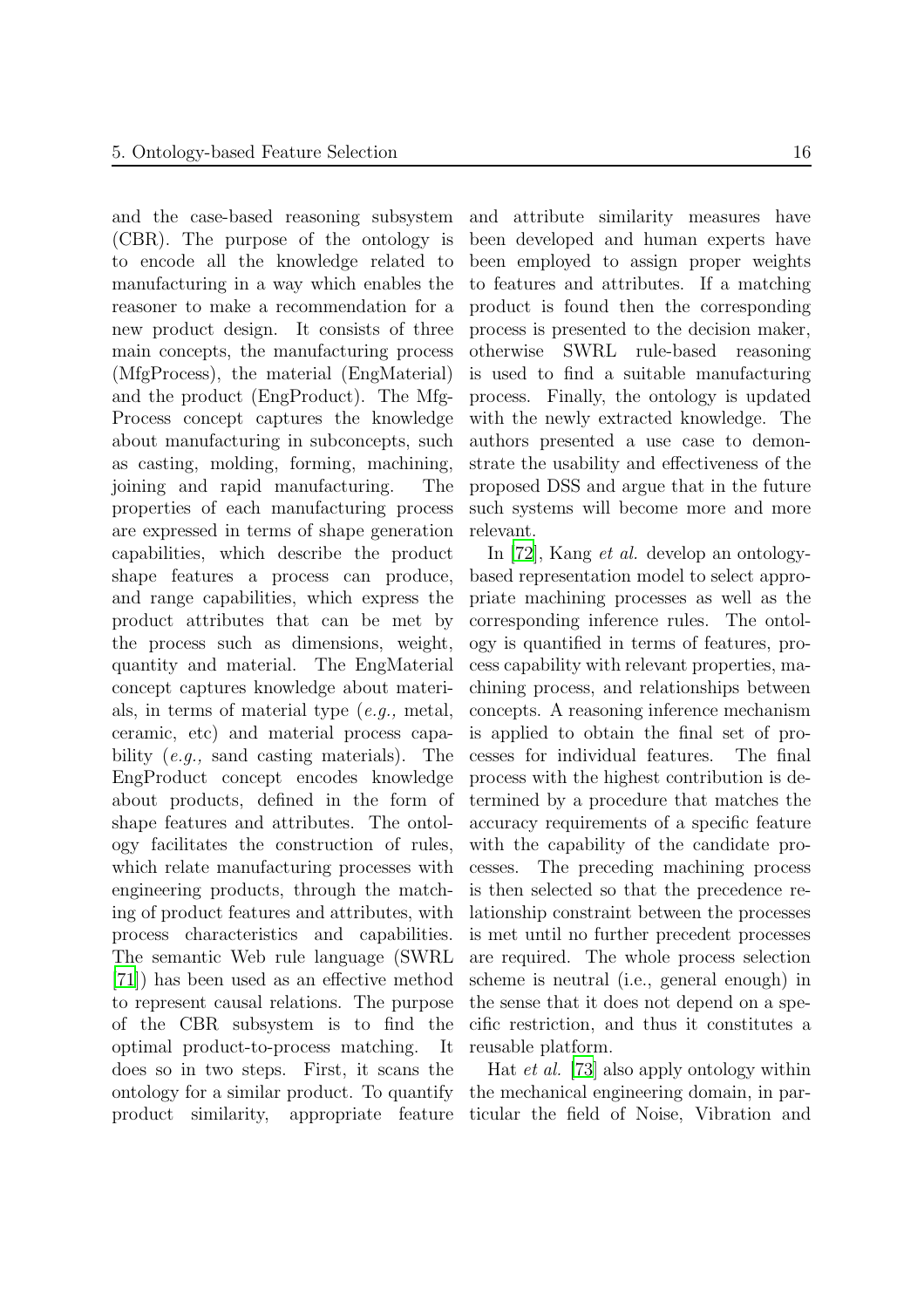and the case-based reasoning subsystem (CBR). The purpose of the ontology is to encode all the knowledge related to manufacturing in a way which enables the reasoner to make a recommendation for a new product design. It consists of three main concepts, the manufacturing process (MfgProcess), the material (EngMaterial) and the product (EngProduct). The MfgProcess concept captures the knowledge about manufacturing in subconcepts, such as casting, molding, forming, machining, joining and rapid manufacturing. The properties of each manufacturing process are expressed in terms of shape generation capabilities, which describe the product shape features a process can produce, and range capabilities, which express the product attributes that can be met by the process such as dimensions, weight, quantity and material. The EngMaterial concept captures knowledge about materials, in terms of material type (*e.g.,* metal, ceramic, etc) and material process capability (*e.g.,* sand casting materials). The EngProduct concept encodes knowledge about products, defined in the form of shape features and attributes. The ontology facilitates the construction of rules, which relate manufacturing processes with engineering products, through the matching of product features and attributes, with process characteristics and capabilities. The semantic Web rule language (SWRL [71]) has been used as an effective method to represent causal relations. The purpose of the CBR subsystem is to find the optimal product-to-process matching. It does so in two steps. First, it scans the ontology for a similar product. To quantify product similarity, appropriate feature and attribute similarity measures have been developed and human experts have been employed to assign proper weights to features and attributes. If a matching product is found then the corresponding process is presented to the decision maker, otherwise SWRL rule-based reasoning is used to find a suitable manufacturing process. Finally, the ontology is updated with the newly extracted knowledge. The authors presented a use case to demonstrate the usability and effectiveness of the proposed DSS and argue that in the future such systems will become more and more relevant.

In [72], Kang *et al.* develop an ontology-based representation model to select appropriate machining processes as well as the corresponding inference rules. The ontology is quantified in terms of features, process capability with relevant properties, machining process, and relationships between concepts. A reasoning inference mechanism is applied to obtain the final set of processes for individual features. The final process with the highest contribution is determined by a procedure that matches the accuracy requirements of a specific feature with the capability of the candidate processes. The preceding machining process is then selected so that the precedence relationship constraint between the processes is met until no further precedent processes are required. The whole process selection scheme is neutral (i.e., general enough) in the sense that it does not depend on a specific restriction, and thus it constitutes a reusable platform.

Hat *et al.* [73] also apply ontology within the mechanical engineering domain, in particular the field of Noise, Vibration and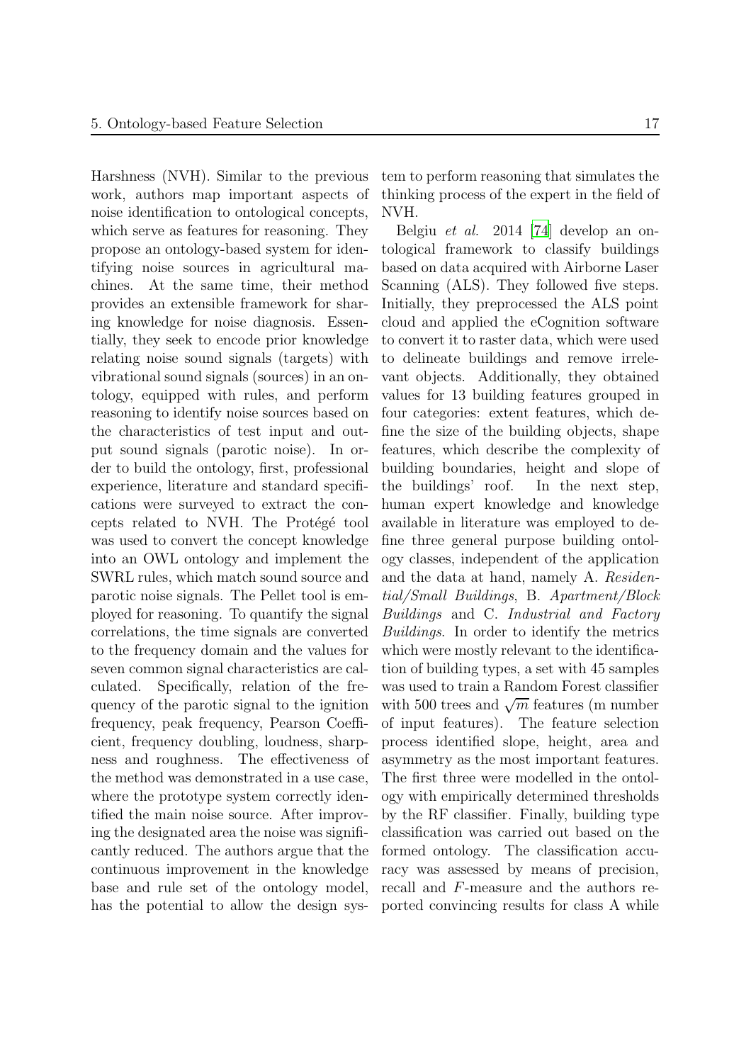Harshness (NVH). Similar to the previous work, authors map important aspects of noise identification to ontological concepts, which serve as features for reasoning. They propose an ontology-based system for identifying noise sources in agricultural machines. At the same time, their method provides an extensible framework for sharing knowledge for noise diagnosis. Essentially, they seek to encode prior knowledge relating noise sound signals (targets) with vibrational sound signals (sources) in an ontology, equipped with rules, and perform reasoning to identify noise sources based on the characteristics of test input and output sound signals (parotic noise). In order to build the ontology, first, professional experience, literature and standard specifications were surveyed to extract the concepts related to NVH. The Protégé tool was used to convert the concept knowledge into an OWL ontology and implement the SWRL rules, which match sound source and parotic noise signals. The Pellet tool is employed for reasoning. To quantify the signal correlations, the time signals are converted to the frequency domain and the values for seven common signal characteristics are calculated. Specifically, relation of the frequency of the parotic signal to the ignition frequency, peak frequency, Pearson Coefficient, frequency doubling, loudness, sharpness and roughness. The effectiveness of the method was demonstrated in a use case, where the prototype system correctly identified the main noise source. After improving the designated area the noise was significantly reduced. The authors argue that the continuous improvement in the knowledge base and rule set of the ontology model, has the potential to allow the design system to perform reasoning that simulates the thinking process of the expert in the field of NVH.

Belgiu *et al.* 2014 [74] develop an ontological framework to classify buildings based on data acquired with Airborne Laser Scanning (ALS). They followed five steps. Initially, they preprocessed the ALS point cloud and applied the eCognition software to convert it to raster data, which were used to delineate buildings and remove irrelevant objects. Additionally, they obtained values for 13 building features grouped in four categories: extent features, which define the size of the building objects, shape features, which describe the complexity of building boundaries, height and slope of the buildings' roof. In the next step, human expert knowledge and knowledge available in literature was employed to define three general purpose building ontology classes, independent of the application and the data at hand, namely A. *Residential/Small Buildings*, B. *Apartment/Block Buildings* and C. *Industrial and Factory Buildings*. In order to identify the metrics which were mostly relevant to the identification of building types, a set with 45 samples was used to train a Random Forest classifier with 500 trees and $\sqrt{m}$ features (m number of input features). The feature selection process identified slope, height, area and asymmetry as the most important features. The first three were modelled in the ontology with empirically determined thresholds by the RF classifier. Finally, building type classification was carried out based on the formed ontology. The classification accuracy was assessed by means of precision, recall and $F$-measure and the authors reported convincing results for class A while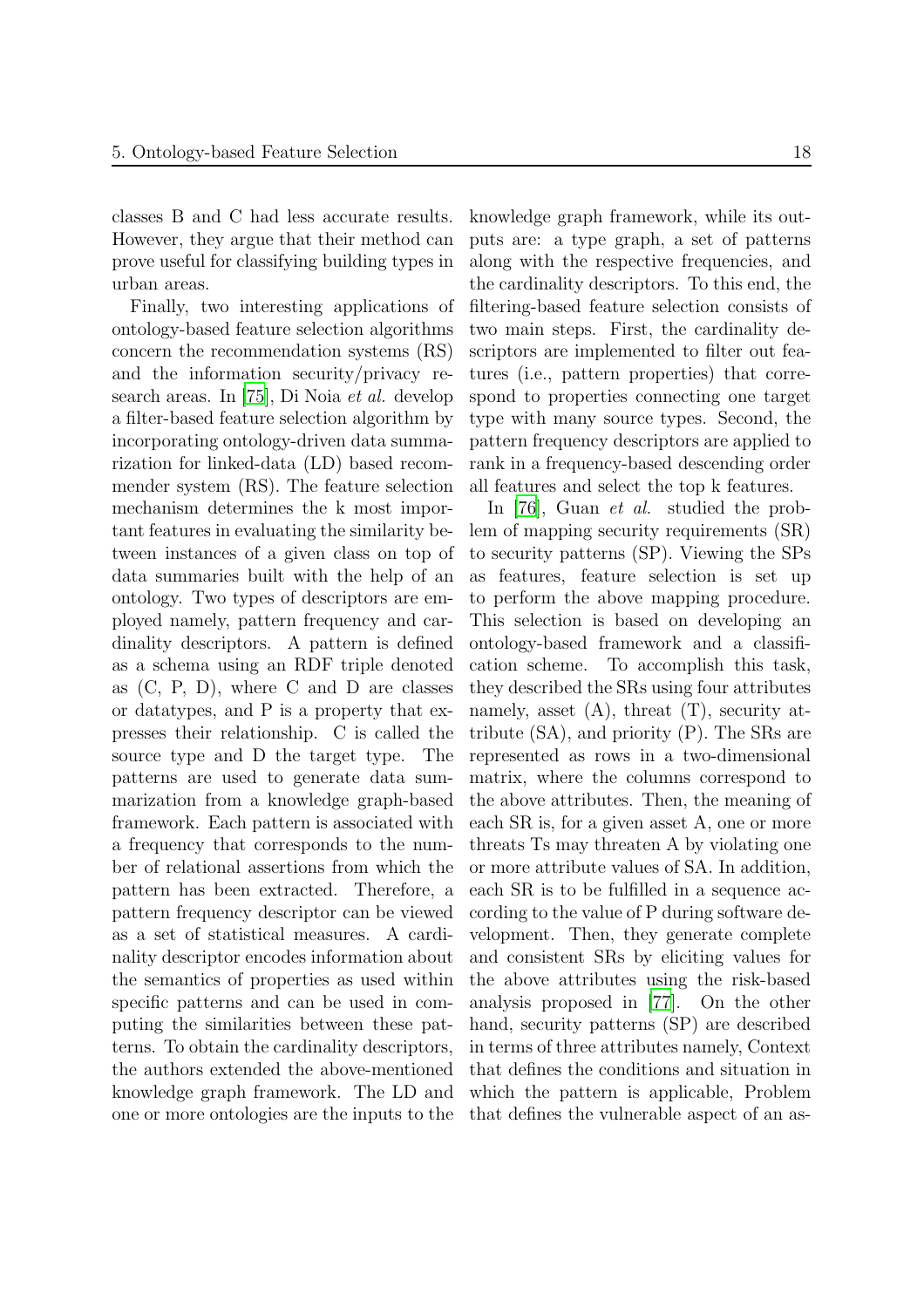classes B and C had less accurate results. However, they argue that their method can prove useful for classifying building types in urban areas.

Finally, two interesting applications of ontology-based feature selection algorithms concern the recommendation systems (RS) and the information security/privacy research areas. In [75], Di Noia *et al.* develop a filter-based feature selection algorithm by incorporating ontology-driven data summarization for linked-data (LD) based recommender system (RS). The feature selection mechanism determines the k most important features in evaluating the similarity between instances of a given class on top of data summaries built with the help of an ontology. Two types of descriptors are employed namely, pattern frequency and cardinality descriptors. A pattern is defined as a schema using an RDF triple denoted as (C, P, D), where C and D are classes or datatypes, and P is a property that expresses their relationship. C is called the source type and D the target type. The patterns are used to generate data summarization from a knowledge graph-based framework. Each pattern is associated with a frequency that corresponds to the number of relational assertions from which the pattern has been extracted. Therefore, a pattern frequency descriptor can be viewed as a set of statistical measures. A cardinality descriptor encodes information about the semantics of properties as used within specific patterns and can be used in computing the similarities between these patterns. To obtain the cardinality descriptors, the authors extended the above-mentioned knowledge graph framework. The LD and one or more ontologies are the inputs to the knowledge graph framework, while its outputs are: a type graph, a set of patterns along with the respective frequencies, and the cardinality descriptors. To this end, the filtering-based feature selection consists of two main steps. First, the cardinality descriptors are implemented to filter out features (i.e., pattern properties) that correspond to properties connecting one target type with many source types. Second, the pattern frequency descriptors are applied to rank in a frequency-based descending order all features and select the top k features.

In [76], Guan *et al.* studied the problem of mapping security requirements (SR) to security patterns (SP). Viewing the SPs as features, feature selection is set up to perform the above mapping procedure. This selection is based on developing an ontology-based framework and a classification scheme. To accomplish this task, they described the SRs using four attributes namely, asset (A), threat (T), security attribute (SA), and priority (P). The SRs are represented as rows in a two-dimensional matrix, where the columns correspond to the above attributes. Then, the meaning of each SR is, for a given asset A, one or more threats Ts may threaten A by violating one or more attribute values of SA. In addition, each SR is to be fulfilled in a sequence according to the value of P during software development. Then, they generate complete and consistent SRs by eliciting values for the above attributes using the risk-based analysis proposed in [77]. On the other hand, security patterns (SP) are described in terms of three attributes namely, Context that defines the conditions and situation in which the pattern is applicable, Problem that defines the vulnerable aspect of an as-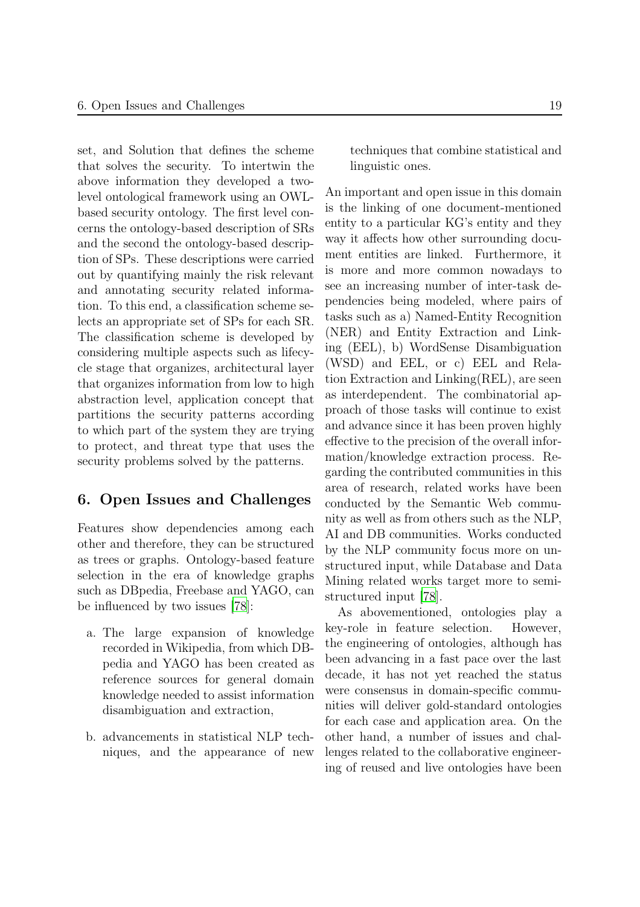set, and Solution that defines the scheme that solves the security. To intertwin the above information they developed a two-level ontological framework using an OWL-based security ontology. The first level concerns the ontology-based description of SRs and the second the ontology-based description of SPs. These descriptions were carried out by quantifying mainly the risk relevant and annotating security related information. To this end, a classification scheme selects an appropriate set of SPs for each SR. The classification scheme is developed by considering multiple aspects such as lifecycle stage that organizes, architectural layer that organizes information from low to high abstraction level, application concept that partitions the security patterns according to which part of the system they are trying to protect, and threat type that uses the security problems solved by the patterns.

## 6. Open Issues and Challenges

Features show dependencies among each other and therefore, they can be structured as trees or graphs. Ontology-based feature selection in the era of knowledge graphs such as DBpedia, Freebase and YAGO, can be influenced by two issues [78]:

a. The large expansion of knowledge recorded in Wikipedia, from which DBpedia and YAGO has been created as reference sources for general domain knowledge needed to assist information disambiguation and extraction,

b. advancements in statistical NLP techniques, and the appearance of new techniques that combine statistical and linguistic ones.

An important and open issue in this domain is the linking of one document-mentioned entity to a particular KG's entity and they way it affects how other surrounding document entities are linked. Furthermore, it is more and more common nowadays to see an increasing number of inter-task dependencies being modeled, where pairs of tasks such as a) Named-Entity Recognition (NER) and Entity Extraction and Linking (EEL), b) WordSense Disambiguation (WSD) and EEL, or c) EEL and Relation Extraction and Linking(REL), are seen as interdependent. The combinatorial approach of those tasks will continue to exist and advance since it has been proven highly effective to the precision of the overall information/knowledge extraction process. Regarding the contributed communities in this area of research, related works have been conducted by the Semantic Web community as well as from others such as the NLP, AI and DB communities. Works conducted by the NLP community focus more on unstructured input, while Database and Data Mining related works target more to semi-structured input [78].

As abovementioned, ontologies play a key-role in feature selection. However, the engineering of ontologies, although has been advancing in a fast pace over the last decade, it has not yet reached the status were consensus in domain-specific communities will deliver gold-standard ontologies for each case and application area. On the other hand, a number of issues and challenges related to the collaborative engineering of reused and live ontologies have been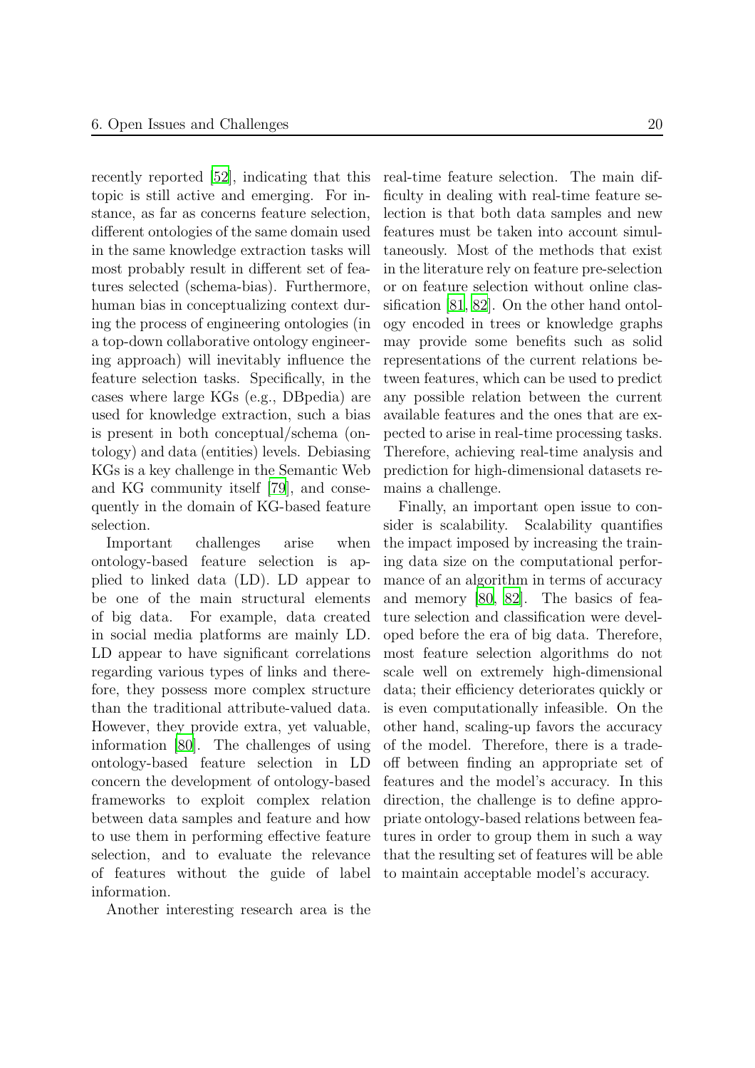recently reported [52], indicating that this topic is still active and emerging. For instance, as far as concerns feature selection, different ontologies of the same domain used in the same knowledge extraction tasks will most probably result in different set of features selected (schema-bias). Furthermore, human bias in conceptualizing context during the process of engineering ontologies (in a top-down collaborative ontology engineering approach) will inevitably influence the feature selection tasks. Specifically, in the cases where large KGs (e.g., DBpedia) are used for knowledge extraction, such a bias is present in both conceptual/schema (ontology) and data (entities) levels. Debiasing KGs is a key challenge in the Semantic Web and KG community itself [79], and consequently in the domain of KG-based feature selection.

Important challenges arise when ontology-based feature selection is applied to linked data (LD). LD appear to be one of the main structural elements of big data. For example, data created in social media platforms are mainly LD. LD appear to have significant correlations regarding various types of links and therefore, they possess more complex structure than the traditional attribute-valued data. However, they provide extra, yet valuable, information [80]. The challenges of using ontology-based feature selection in LD concern the development of ontology-based frameworks to exploit complex relation between data samples and feature and how to use them in performing effective feature selection, and to evaluate the relevance of features without the guide of label information.

Another interesting research area is the real-time feature selection. The main difficulty in dealing with real-time feature selection is that both data samples and new features must be taken into account simultaneously. Most of the methods that exist in the literature rely on feature pre-selection or on feature selection without online classification [81, 82]. On the other hand ontology encoded in trees or knowledge graphs may provide some benefits such as solid representations of the current relations between features, which can be used to predict any possible relation between the current available features and the ones that are expected to arise in real-time processing tasks. Therefore, achieving real-time analysis and prediction for high-dimensional datasets remains a challenge.

Finally, an important open issue to consider is scalability. Scalability quantifies the impact imposed by increasing the training data size on the computational performance of an algorithm in terms of accuracy and memory [80, 82]. The basics of feature selection and classification were developed before the era of big data. Therefore, most feature selection algorithms do not scale well on extremely high-dimensional data; their efficiency deteriorates quickly or is even computationally infeasible. On the other hand, scaling-up favors the accuracy of the model. Therefore, there is a tradeoff between finding an appropriate set of features and the model's accuracy. In this direction, the challenge is to define appropriate ontology-based relations between features in order to group them in such a way that the resulting set of features will be able to maintain acceptable model's accuracy.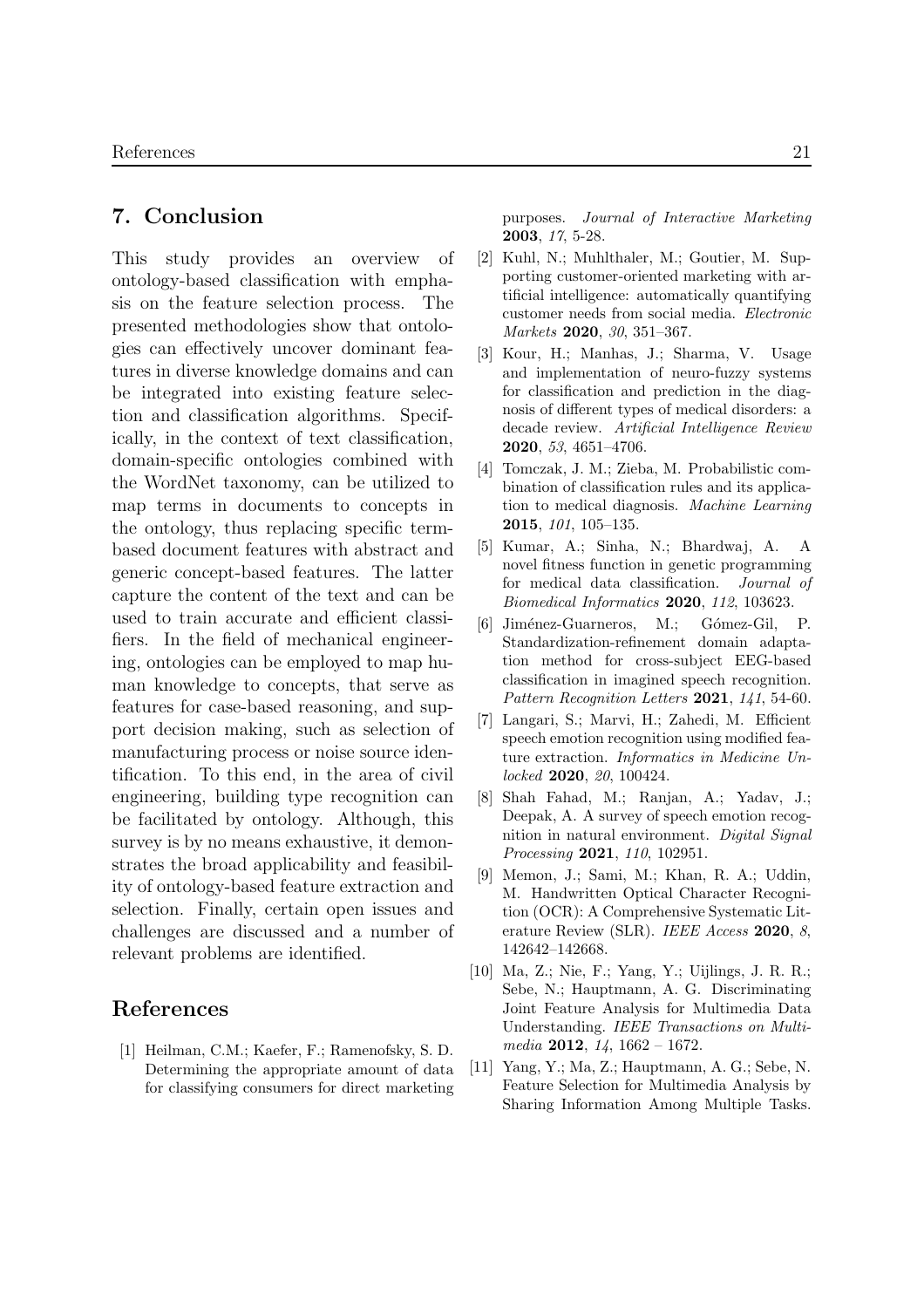## 7. Conclusion

This study provides an overview of ontology-based classification with emphasis on the feature selection process. The presented methodologies show that ontologies can effectively uncover dominant features in diverse knowledge domains and can be integrated into existing feature selection and classification algorithms. Specifically, in the context of text classification, domain-specific ontologies combined with the WordNet taxonomy, can be utilized to map terms in documents to concepts in the ontology, thus replacing specific term-based document features with abstract and generic concept-based features. The latter capture the content of the text and can be used to train accurate and efficient classifiers. In the field of mechanical engineering, ontologies can be employed to map human knowledge to concepts, that serve as features for case-based reasoning, and support decision making, such as selection of manufacturing process or noise source identification. To this end, in the area of civil engineering, building type recognition can be facilitated by ontology. Although, this survey is by no means exhaustive, it demonstrates the broad applicability and feasibility of ontology-based feature extraction and selection. Finally, certain open issues and challenges are discussed and a number of relevant problems are identified.

## References

[1] Heilman, C.M.; Kaefer, F.; Ramenofsky, S. D. Determining the appropriate amount of data for classifying consumers for direct marketing purposes. *Journal of Interactive Marketing* **2003**, *17*, 5-28.

[2] Kuhl, N.; Muhlthaler, M.; Goutier, M. Supporting customer-oriented marketing with artificial intelligence: automatically quantifying customer needs from social media. *Electronic Markets* **2020**, *30*, 351–367.

[3] Kour, H.; Manhas, J.; Sharma, V. Usage and implementation of neuro-fuzzy systems for classification and prediction in the diagnosis of different types of medical disorders: a decade review. *Artificial Intelligence Review* **2020**, *53*, 4651–4706.

[4] Tomczak, J. M.; Zieba, M. Probabilistic combination of classification rules and its application to medical diagnosis. *Machine Learning* **2015**, *101*, 105–135.

[5] Kumar, A.; Sinha, N.; Bhardwaj, A. A novel fitness function in genetic programming for medical data classification. *Journal of Biomedical Informatics* **2020**, *112*, 103623.

[6] Jiménez-Guarneros, M.; Gómez-Gil, P. Standardization-refinement domain adaptation method for cross-subject EEG-based classification in imagined speech recognition. *Pattern Recognition Letters* **2021**, *141*, 54-60.

[7] Langari, S.; Marvi, H.; Zahedi, M. Efficient speech emotion recognition using modified feature extraction. *Informatics in Medicine Unlocked* **2020**, *20*, 100424.

[8] Shah Fahad, M.; Ranjan, A.; Yadav, J.; Deepak, A. A survey of speech emotion recognition in natural environment. *Digital Signal Processing* **2021**, *110*, 102951.

[9] Memon, J.; Sami, M.; Khan, R. A.; Uddin, M. Handwritten Optical Character Recognition (OCR): A Comprehensive Systematic Literature Review (SLR). *IEEE Access* **2020**, *8*, 142642–142668.

[10] Ma, Z.; Nie, F.; Yang, Y.; Uijlings, J. R. R.; Sebe, N.; Hauptmann, A. G. Discriminating Joint Feature Analysis for Multimedia Data Understanding. *IEEE Transactions on Multimedia* **2012**, *14*, 1662 – 1672.

[11] Yang, Y.; Ma, Z.; Hauptmann, A. G.; Sebe, N. Feature Selection for Multimedia Analysis by Sharing Information Among Multiple Tasks.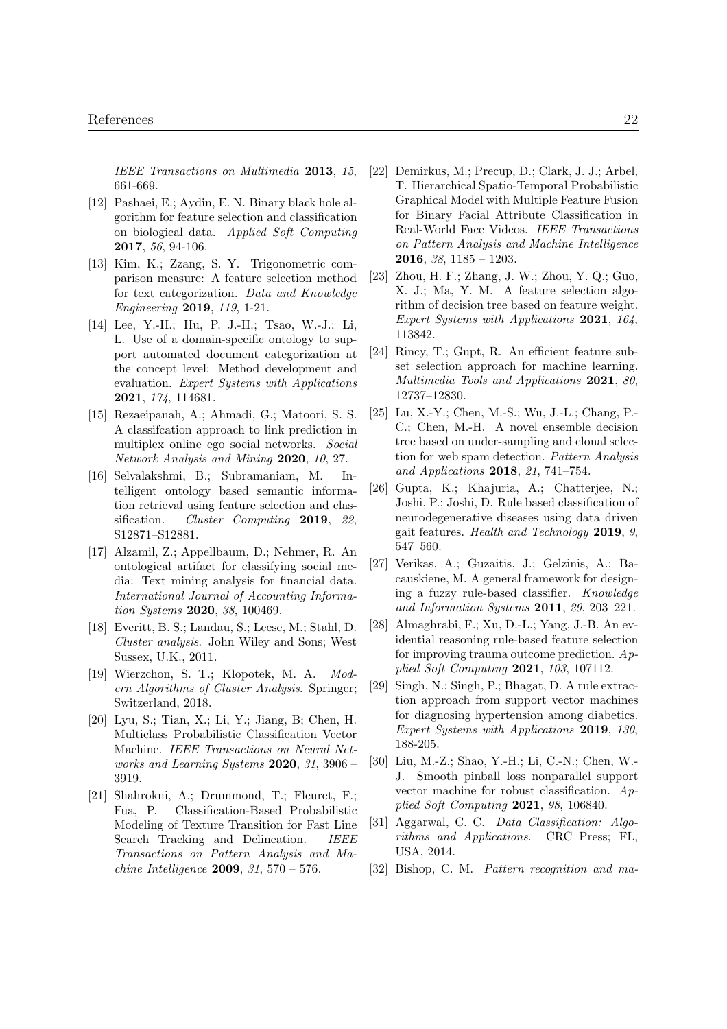*IEEE Transactions on Multimedia* **2013**, *15*, 661-669.

- [12] Pashaei, E.; Aydin, E. N. Binary black hole algorithm for feature selection and classification on biological data. *Applied Soft Computing* **2017**, *56*, 94-106.
- [13] Kim, K.; Zzang, S. Y. Trigonometric comparison measure: A feature selection method for text categorization. *Data and Knowledge Engineering* **2019**, *119*, 1-21.
- [14] Lee, Y.-H.; Hu, P. J.-H.; Tsao, W.-J.; Li, L. Use of a domain-specific ontology to support automated document categorization at the concept level: Method development and evaluation. *Expert Systems with Applications* **2021**, *174*, 114681.
- [15] Rezaeipanah, A.; Ahmadi, G.; Matoori, S. S. A classifcation approach to link prediction in multiplex online ego social networks. *Social Network Analysis and Mining* **2020**, *10*, 27.
- [16] Selvalakshmi, B.; Subramaniam, M. Intelligent ontology based semantic information retrieval using feature selection and classification. *Cluster Computing* **2019**, *22*, S12871–S12881.
- [17] Alzamil, Z.; Appellbaum, D.; Nehmer, R. An ontological artifact for classifying social media: Text mining analysis for financial data. *International Journal of Accounting Information Systems* **2020**, *38*, 100469.
- [18] Everitt, B. S.; Landau, S.; Leese, M.; Stahl, D. *Cluster analysis*. John Wiley and Sons; West Sussex, U.K., 2011.
- [19] Wierzchon, S. T.; Klopotek, M. A. *Modern Algorithms of Cluster Analysis*. Springer; Switzerland, 2018.
- [20] Lyu, S.; Tian, X.; Li, Y.; Jiang, B; Chen, H. Multiclass Probabilistic Classification Vector Machine. *IEEE Transactions on Neural Networks and Learning Systems* **2020**, *31*, 3906 – 3919.
- [21] Shahrokni, A.; Drummond, T.; Fleuret, F.; Fua, P. Classification-Based Probabilistic Modeling of Texture Transition for Fast Line Search Tracking and Delineation. *IEEE Transactions on Pattern Analysis and Machine Intelligence* **2009**, *31*, 570 – 576.
- [22] Demirkus, M.; Precup, D.; Clark, J. J.; Arbel, T. Hierarchical Spatio-Temporal Probabilistic Graphical Model with Multiple Feature Fusion for Binary Facial Attribute Classification in Real-World Face Videos. *IEEE Transactions on Pattern Analysis and Machine Intelligence* **2016**, *38*, 1185 – 1203.
- [23] Zhou, H. F.; Zhang, J. W.; Zhou, Y. Q.; Guo, X. J.; Ma, Y. M. A feature selection algorithm of decision tree based on feature weight. *Expert Systems with Applications* **2021**, *164*, 113842.
- [24] Rincy, T.; Gupt, R. An efficient feature subset selection approach for machine learning. *Multimedia Tools and Applications* **2021**, *80*, 12737–12830.
- [25] Lu, X.-Y.; Chen, M.-S.; Wu, J.-L.; Chang, P.-C.; Chen, M.-H. A novel ensemble decision tree based on under-sampling and clonal selection for web spam detection. *Pattern Analysis and Applications* **2018**, *21*, 741–754.
- [26] Gupta, K.; Khajuria, A.; Chatterjee, N.; Joshi, P.; Joshi, D. Rule based classification of neurodegenerative diseases using data driven gait features. *Health and Technology* **2019**, *9*, 547–560.
- [27] Verikas, A.; Guzaitis, J.; Gelzinis, A.; Bacauskiene, M. A general framework for designing a fuzzy rule-based classifier. *Knowledge and Information Systems* **2011**, *29*, 203–221.
- [28] Almaghrabi, F.; Xu, D.-L.; Yang, J.-B. An evidential reasoning rule-based feature selection for improving trauma outcome prediction. *Applied Soft Computing* **2021**, *103*, 107112.
- [29] Singh, N.; Singh, P.; Bhagat, D. A rule extraction approach from support vector machines for diagnosing hypertension among diabetics. *Expert Systems with Applications* **2019**, *130*, 188-205.
- [30] Liu, M.-Z.; Shao, Y.-H.; Li, C.-N.; Chen, W.-J. Smooth pinball loss nonparallel support vector machine for robust classification. *Applied Soft Computing* **2021**, *98*, 106840.
- [31] Aggarwal, C. C. *Data Classification: Algorithms and Applications*. CRC Press; FL, USA, 2014.
- [32] Bishop, C. M. *Pattern recognition and ma-*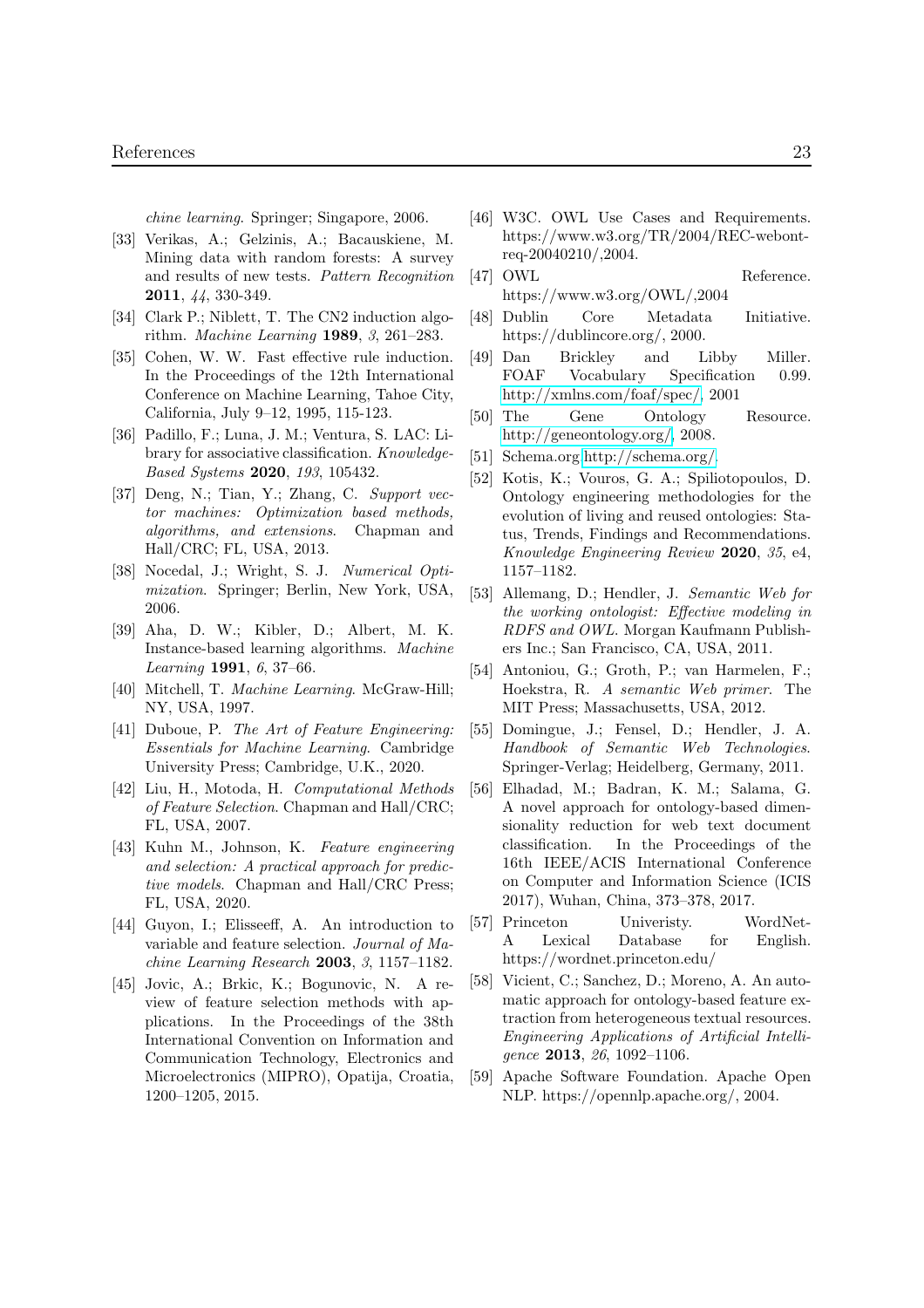*chine learning*. Springer; Singapore, 2006.

[33] Verikas, A.; Gelzinis, A.; Bacauskiene, M. Mining data with random forests: A survey and results of new tests. *Pattern Recognition* **2011**, *44*, 330-349.

[34] Clark P.; Niblett, T. The CN2 induction algorithm. *Machine Learning* **1989**, *3*, 261–283.

[35] Cohen, W. W. Fast effective rule induction. In the Proceedings of the 12th International Conference on Machine Learning, Tahoe City, California, July 9–12, 1995, 115-123.

[36] Padillo, F.; Luna, J. M.; Ventura, S. LAC: Library for associative classification. *Knowledge-Based Systems* **2020**, *193*, 105432.

[37] Deng, N.; Tian, Y.; Zhang, C. *Support vector machines: Optimization based methods, algorithms, and extensions*. Chapman and Hall/CRC; FL, USA, 2013.

[38] Nocedal, J.; Wright, S. J. *Numerical Optimization*. Springer; Berlin, New York, USA, 2006.

[39] Aha, D. W.; Kibler, D.; Albert, M. K. Instance-based learning algorithms. *Machine Learning* **1991**, *6*, 37–66.

[40] Mitchell, T. *Machine Learning*. McGraw-Hill; NY, USA, 1997.

[41] Duboue, P. *The Art of Feature Engineering: Essentials for Machine Learning*. Cambridge University Press; Cambridge, U.K., 2020.

[42] Liu, H., Motoda, H. *Computational Methods of Feature Selection*. Chapman and Hall/CRC; FL, USA, 2007.

[43] Kuhn M., Johnson, K. *Feature engineering and selection: A practical approach for predictive models*. Chapman and Hall/CRC Press; FL, USA, 2020.

[44] Guyon, I.; Elisseeff, A. An introduction to variable and feature selection. *Journal of Machine Learning Research* **2003**, *3*, 1157–1182.

[45] Jovic, A.; Brkic, K.; Bogunovic, N. A review of feature selection methods with applications. In the Proceedings of the 38th International Convention on Information and Communication Technology, Electronics and Microelectronics (MIPRO), Opatija, Croatia, 1200–1205, 2015.

[46] W3C. OWL Use Cases and Requirements. https://www.w3.org/TR/2004/REC-webont-req-20040210/,2004.

[47] OWL Reference. https://www.w3.org/OWL/,2004

[48] Dublin Core Metadata Initiative. https://dublincore.org/, 2000.

[49] Dan Brickley and Libby Miller. FOAF Vocabulary Specification 0.99. http://xmlns.com/foaf/spec/, 2001

[50] The Gene Ontology Resource. http://geneontology.org/, 2008.

[51] Schema.org http://schema.org/.

[52] Kotis, K.; Vouros, G. A.; Spiliotopoulos, D. Ontology engineering methodologies for the evolution of living and reused ontologies: Status, Trends, Findings and Recommendations. *Knowledge Engineering Review* **2020**, *35*, e4, 1157–1182.

[53] Allemang, D.; Hendler, J. *Semantic Web for the working ontologist: Effective modeling in RDFS and OWL*. Morgan Kaufmann Publishers Inc.; San Francisco, CA, USA, 2011.

[54] Antoniou, G.; Groth, P.; van Harmelen, F.; Hoekstra, R. *A semantic Web primer*. The MIT Press; Massachusetts, USA, 2012.

[55] Domingue, J.; Fensel, D.; Hendler, J. A. *Handbook of Semantic Web Technologies*. Springer-Verlag; Heidelberg, Germany, 2011.

[56] Elhadad, M.; Badran, K. M.; Salama, G. A novel approach for ontology-based dimensionality reduction for web text document classification. In the Proceedings of the 16th IEEE/ACIS International Conference on Computer and Information Science (ICIS 2017), Wuhan, China, 373–378, 2017.

[57] Princeton Univeristy. WordNet-A Lexical Database for English. https://wordnet.princeton.edu/

[58] Vicient, C.; Sanchez, D.; Moreno, A. An automatic approach for ontology-based feature extraction from heterogeneous textual resources. *Engineering Applications of Artificial Intelligence* **2013**, *26*, 1092–1106.

[59] Apache Software Foundation. Apache Open NLP. https://opennlp.apache.org/, 2004.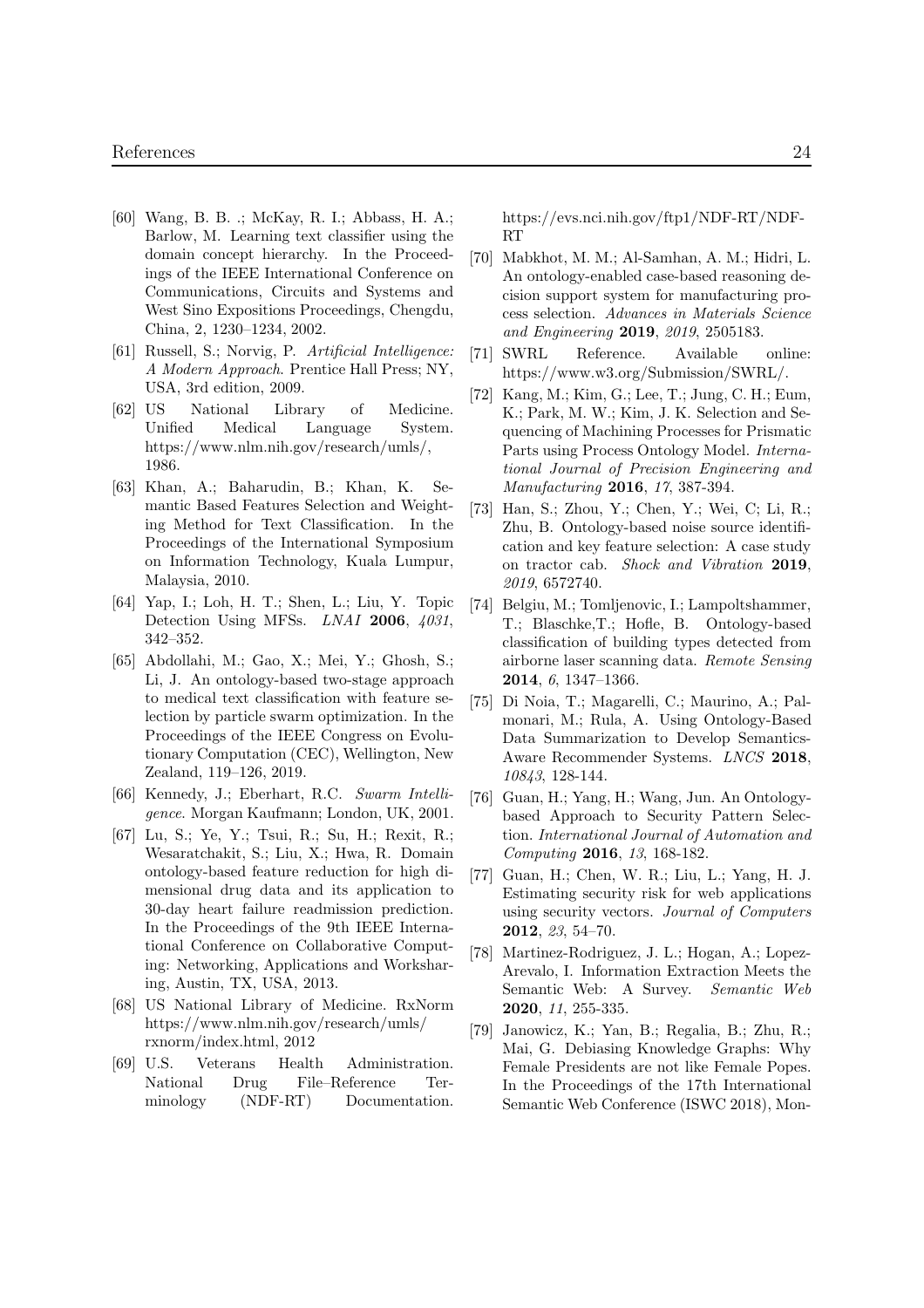[60] Wang, B. B. .; McKay, R. I.; Abbass, H. A.; Barlow, M. Learning text classifier using the domain concept hierarchy. In the Proceedings of the IEEE International Conference on Communications, Circuits and Systems and West Sino Expositions Proceedings, Chengdu, China, 2, 1230–1234, 2002.

[61] Russell, S.; Norvig, P. *Artificial Intelligence: A Modern Approach*. Prentice Hall Press; NY, USA, 3rd edition, 2009.

[62] US National Library of Medicine. Unified Medical Language System. https://www.nlm.nih.gov/research/umls/, 1986.

[63] Khan, A.; Baharudin, B.; Khan, K. Semantic Based Features Selection and Weighting Method for Text Classification. In the Proceedings of the International Symposium on Information Technology, Kuala Lumpur, Malaysia, 2010.

[64] Yap, I.; Loh, H. T.; Shen, L.; Liu, Y. Topic Detection Using MFSs. *LNAI* **2006**, *4031*, 342–352.

[65] Abdollahi, M.; Gao, X.; Mei, Y.; Ghosh, S.; Li, J. An ontology-based two-stage approach to medical text classification with feature selection by particle swarm optimization. In the Proceedings of the IEEE Congress on Evolutionary Computation (CEC), Wellington, New Zealand, 119–126, 2019.

[66] Kennedy, J.; Eberhart, R.C. *Swarm Intelligence*. Morgan Kaufmann; London, UK, 2001.

[67] Lu, S.; Ye, Y.; Tsui, R.; Su, H.; Rexit, R.; Wesaratchakit, S.; Liu, X.; Hwa, R. Domain ontology-based feature reduction for high dimensional drug data and its application to 30-day heart failure readmission prediction. In the Proceedings of the 9th IEEE International Conference on Collaborative Computing: Networking, Applications and Worksharing, Austin, TX, USA, 2013.

[68] US National Library of Medicine. RxNorm https://www.nlm.nih.gov/research/umls/rxnorm/index.html, 2012

[69] U.S. Veterans Health Administration. National Drug File–Reference Terminology (NDF-RT) Documentation. https://evs.nci.nih.gov/ftp1/NDF-RT/NDF-RT

[70] Mabkhot, M. M.; Al-Samhan, A. M.; Hidri, L. An ontology-enabled case-based reasoning decision support system for manufacturing process selection. *Advances in Materials Science and Engineering* **2019**, *2019*, 2505183.

[71] SWRL Reference. Available online: https://www.w3.org/Submission/SWRL/.

[72] Kang, M.; Kim, G.; Lee, T.; Jung, C. H.; Eum, K.; Park, M. W.; Kim, J. K. Selection and Sequencing of Machining Processes for Prismatic Parts using Process Ontology Model. *International Journal of Precision Engineering and Manufacturing* **2016**, *17*, 387-394.

[73] Han, S.; Zhou, Y.; Chen, Y.; Wei, C; Li, R.; Zhu, B. Ontology-based noise source identification and key feature selection: A case study on tractor cab. *Shock and Vibration* **2019**, *2019*, 6572740.

[74] Belgiu, M.; Tomljenovic, I.; Lampoltshammer, T.; Blaschke,T.; Hofle, B. Ontology-based classification of building types detected from airborne laser scanning data. *Remote Sensing* **2014**, *6*, 1347–1366.

[75] Di Noia, T.; Magarelli, C.; Maurino, A.; Palmonari, M.; Rula, A. Using Ontology-Based Data Summarization to Develop Semantics-Aware Recommender Systems. *LNCS* **2018**, *10843*, 128-144.

[76] Guan, H.; Yang, H.; Wang, Jun. An Ontology-based Approach to Security Pattern Selection. *International Journal of Automation and Computing* **2016**, *13*, 168-182.

[77] Guan, H.; Chen, W. R.; Liu, L.; Yang, H. J. Estimating security risk for web applications using security vectors. *Journal of Computers* **2012**, *23*, 54–70.

[78] Martinez-Rodriguez, J. L.; Hogan, A.; Lopez-Arevalo, I. Information Extraction Meets the Semantic Web: A Survey. *Semantic Web* **2020**, *11*, 255-335.

[79] Janowicz, K.; Yan, B.; Regalia, B.; Zhu, R.; Mai, G. Debiasing Knowledge Graphs: Why Female Presidents are not like Female Popes. In the Proceedings of the 17th International Semantic Web Conference (ISWC 2018), Mon-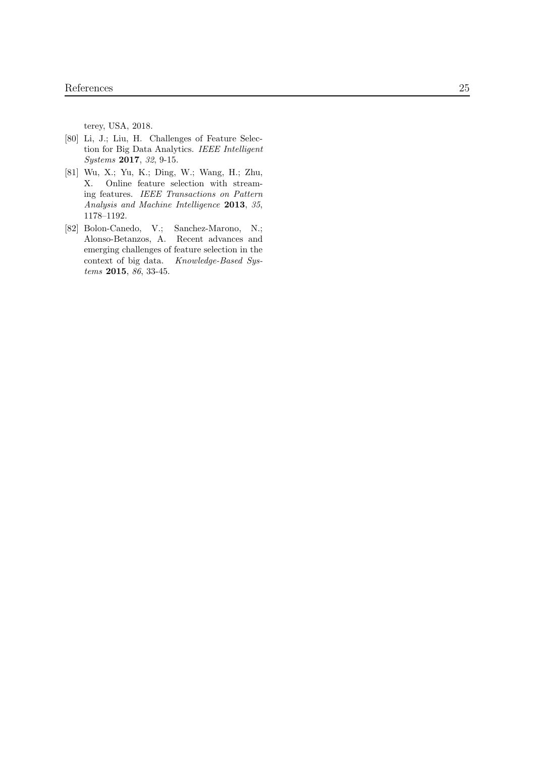terey, USA, 2018.

- [80] Li, J.; Liu, H. Challenges of Feature Selection for Big Data Analytics. *IEEE Intelligent Systems* **2017**, *32*, 9-15.
- [81] Wu, X.; Yu, K.; Ding, W.; Wang, H.; Zhu, X. Online feature selection with streaming features. *IEEE Transactions on Pattern Analysis and Machine Intelligence* **2013**, *35*, 1178–1192.
- [82] Bolon-Canedo, V.; Sanchez-Marono, N.; Alonso-Betanzos, A. Recent advances and emerging challenges of feature selection in the context of big data. *Knowledge-Based Systems* **2015**, *86*, 33-45.